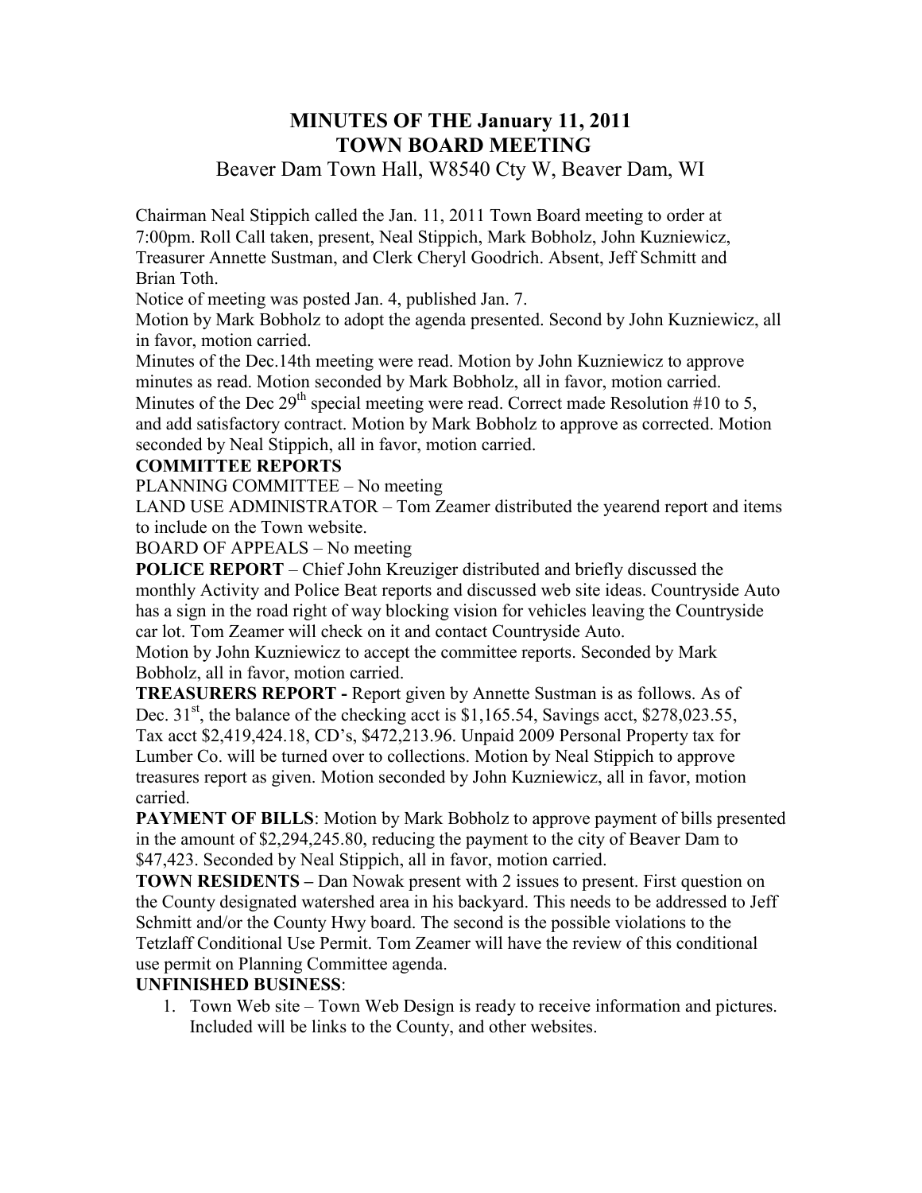# MINUTES OF THE January 11, 2011 TOWN BOARD MEETING

Beaver Dam Town Hall, W8540 Cty W, Beaver Dam, WI

Chairman Neal Stippich called the Jan. 11, 2011 Town Board meeting to order at 7:00pm. Roll Call taken, present, Neal Stippich, Mark Bobholz, John Kuzniewicz, Treasurer Annette Sustman, and Clerk Cheryl Goodrich. Absent, Jeff Schmitt and Brian Toth.

Notice of meeting was posted Jan. 4, published Jan. 7.

Motion by Mark Bobholz to adopt the agenda presented. Second by John Kuzniewicz, all in favor, motion carried.

Minutes of the Dec.14th meeting were read. Motion by John Kuzniewicz to approve minutes as read. Motion seconded by Mark Bobholz, all in favor, motion carried.

Minutes of the Dec 29th special meeting were read. Correct made Resolution #10 to 5, and add satisfactory contract. Motion by Mark Bobholz to approve as corrected. Motion seconded by Neal Stippich, all in favor, motion carried.

**COMMITTEE REPORTS**

PLANNING COMMITTEE – No meeting

LAND USE ADMINISTRATOR – Tom Zeamer distributed the yearend report and items to include on the Town website.

BOARD OF APPEALS – No meeting

**POLICE REPORT** – Chief John Kreuziger distributed and briefly discussed the monthly Activity and Police Beat reports and discussed web site ideas. Countryside Auto has a sign in the road right of way blocking vision for vehicles leaving the Countryside car lot. Tom Zeamer will check on it and contact Countryside Auto.

Motion by John Kuzniewicz to accept the committee reports. Seconded by Mark Bobholz, all in favor, motion carried.

**TREASURERS REPORT -** Report given by Annette Sustman is as follows. As of Dec. 31st, the balance of the checking acct is $1,165.54, Savings acct, $278,023.55, Tax acct $2,419,424.18, CD's, $472,213.96. Unpaid 2009 Personal Property tax for Lumber Co. will be turned over to collections. Motion by Neal Stippich to approve treasures report as given. Motion seconded by John Kuzniewicz, all in favor, motion carried.

**PAYMENT OF BILLS**: Motion by Mark Bobholz to approve payment of bills presented in the amount of $2,294,245.80, reducing the payment to the city of Beaver Dam to $47,423. Seconded by Neal Stippich, all in favor, motion carried.

**TOWN RESIDENTS –** Dan Nowak present with 2 issues to present. First question on the County designated watershed area in his backyard. This needs to be addressed to Jeff Schmitt and/or the County Hwy board. The second is the possible violations to the Tetzlaff Conditional Use Permit. Tom Zeamer will have the review of this conditional use permit on Planning Committee agenda.

**UNFINISHED BUSINESS**:

1. Town Web site – Town Web Design is ready to receive information and pictures. Included will be links to the County, and other websites.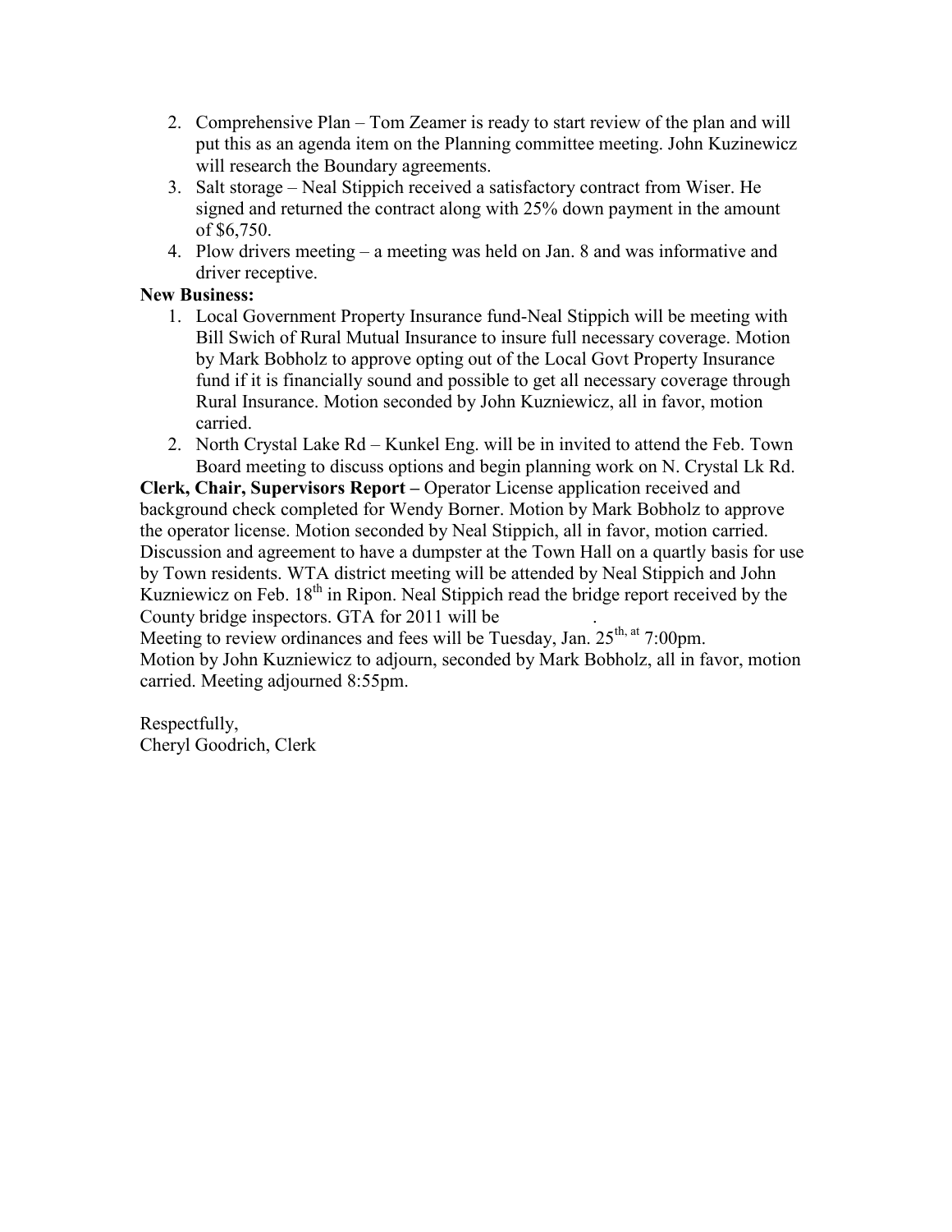2. Comprehensive Plan – Tom Zeamer is ready to start review of the plan and will put this as an agenda item on the Planning committee meeting. John Kuzinewicz will research the Boundary agreements.
3. Salt storage – Neal Stippich received a satisfactory contract from Wiser. He signed and returned the contract along with 25% down payment in the amount of $6,750.
4. Plow drivers meeting – a meeting was held on Jan. 8 and was informative and driver receptive.

**New Business:**

1. Local Government Property Insurance fund-Neal Stippich will be meeting with Bill Swich of Rural Mutual Insurance to insure full necessary coverage. Motion by Mark Bobholz to approve opting out of the Local Govt Property Insurance fund if it is financially sound and possible to get all necessary coverage through Rural Insurance. Motion seconded by John Kuzniewicz, all in favor, motion carried.
2. North Crystal Lake Rd – Kunkel Eng. will be in invited to attend the Feb. Town Board meeting to discuss options and begin planning work on N. Crystal Lk Rd.

**Clerk, Chair, Supervisors Report –** Operator License application received and background check completed for Wendy Borner. Motion by Mark Bobholz to approve the operator license. Motion seconded by Neal Stippich, all in favor, motion carried. Discussion and agreement to have a dumpster at the Town Hall on a quartly basis for use by Town residents. WTA district meeting will be attended by Neal Stippich and John Kuzniewicz on Feb. 18th in Ripon. Neal Stippich read the bridge report received by the County bridge inspectors. GTA for 2011 will be .

Meeting to review ordinances and fees will be Tuesday, Jan. 25th, at 7:00pm.

Motion by John Kuzniewicz to adjourn, seconded by Mark Bobholz, all in favor, motion carried. Meeting adjourned 8:55pm.

Respectfully,
Cheryl Goodrich, Clerk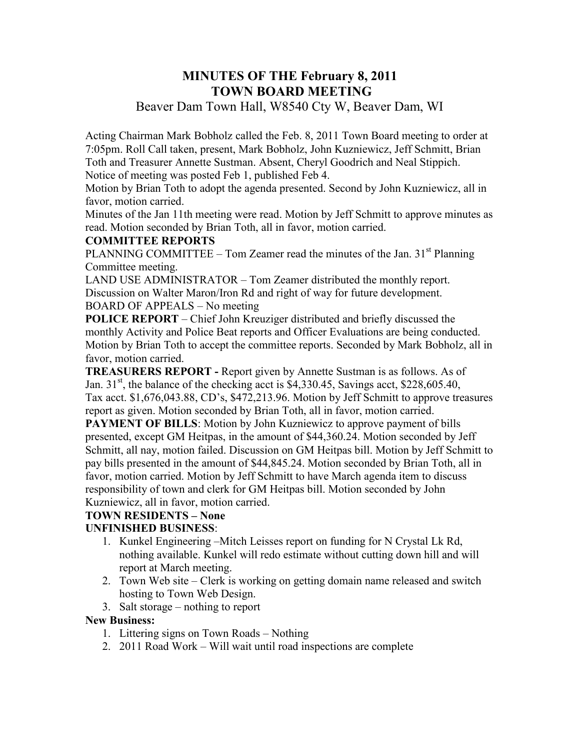# MINUTES OF THE February 8, 2011
# TOWN BOARD MEETING

Beaver Dam Town Hall, W8540 Cty W, Beaver Dam, WI

Acting Chairman Mark Bobholz called the Feb. 8, 2011 Town Board meeting to order at 7:05pm. Roll Call taken, present, Mark Bobholz, John Kuzniewicz, Jeff Schmitt, Brian Toth and Treasurer Annette Sustman. Absent, Cheryl Goodrich and Neal Stippich. Notice of meeting was posted Feb 1, published Feb 4.

Motion by Brian Toth to adopt the agenda presented. Second by John Kuzniewicz, all in favor, motion carried.

Minutes of the Jan 11th meeting were read. Motion by Jeff Schmitt to approve minutes as read. Motion seconded by Brian Toth, all in favor, motion carried.

**COMMITTEE REPORTS**

PLANNING COMMITTEE – Tom Zeamer read the minutes of the Jan. 31st Planning Committee meeting.

LAND USE ADMINISTRATOR – Tom Zeamer distributed the monthly report. Discussion on Walter Maron/Iron Rd and right of way for future development.

BOARD OF APPEALS – No meeting

**POLICE REPORT** – Chief John Kreuziger distributed and briefly discussed the monthly Activity and Police Beat reports and Officer Evaluations are being conducted. Motion by Brian Toth to accept the committee reports. Seconded by Mark Bobholz, all in favor, motion carried.

**TREASURERS REPORT -** Report given by Annette Sustman is as follows. As of Jan. 31st, the balance of the checking acct is $4,330.45, Savings acct, $228,605.40, Tax acct. $1,676,043.88, CD's, $472,213.96. Motion by Jeff Schmitt to approve treasures report as given. Motion seconded by Brian Toth, all in favor, motion carried.

**PAYMENT OF BILLS**: Motion by John Kuzniewicz to approve payment of bills presented, except GM Heitpas, in the amount of $44,360.24. Motion seconded by Jeff Schmitt, all nay, motion failed. Discussion on GM Heitpas bill. Motion by Jeff Schmitt to pay bills presented in the amount of $44,845.24. Motion seconded by Brian Toth, all in favor, motion carried. Motion by Jeff Schmitt to have March agenda item to discuss responsibility of town and clerk for GM Heitpas bill. Motion seconded by John Kuzniewicz, all in favor, motion carried.

**TOWN RESIDENTS – None**

**UNFINISHED BUSINESS**:

1. Kunkel Engineering –Mitch Leisses report on funding for N Crystal Lk Rd, nothing available. Kunkel will redo estimate without cutting down hill and will report at March meeting.
2. Town Web site – Clerk is working on getting domain name released and switch hosting to Town Web Design.
3. Salt storage – nothing to report

**New Business:**

1. Littering signs on Town Roads – Nothing
2. 2011 Road Work – Will wait until road inspections are complete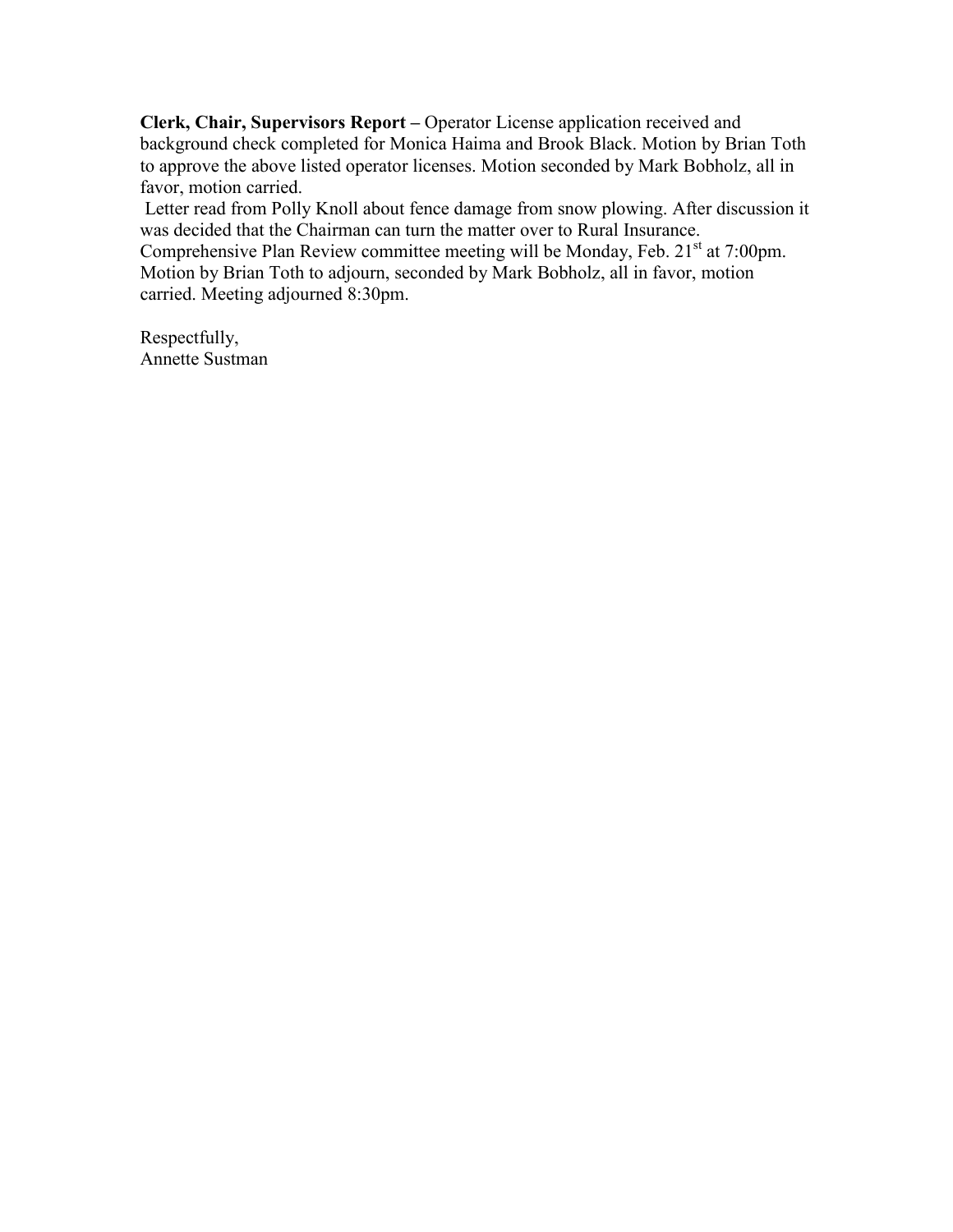**Clerk, Chair, Supervisors Report –** Operator License application received and background check completed for Monica Haima and Brook Black. Motion by Brian Toth to approve the above listed operator licenses. Motion seconded by Mark Bobholz, all in favor, motion carried.

Letter read from Polly Knoll about fence damage from snow plowing. After discussion it was decided that the Chairman can turn the matter over to Rural Insurance.

Comprehensive Plan Review committee meeting will be Monday, Feb. 21st at 7:00pm.

Motion by Brian Toth to adjourn, seconded by Mark Bobholz, all in favor, motion carried. Meeting adjourned 8:30pm.

Respectfully,
Annette Sustman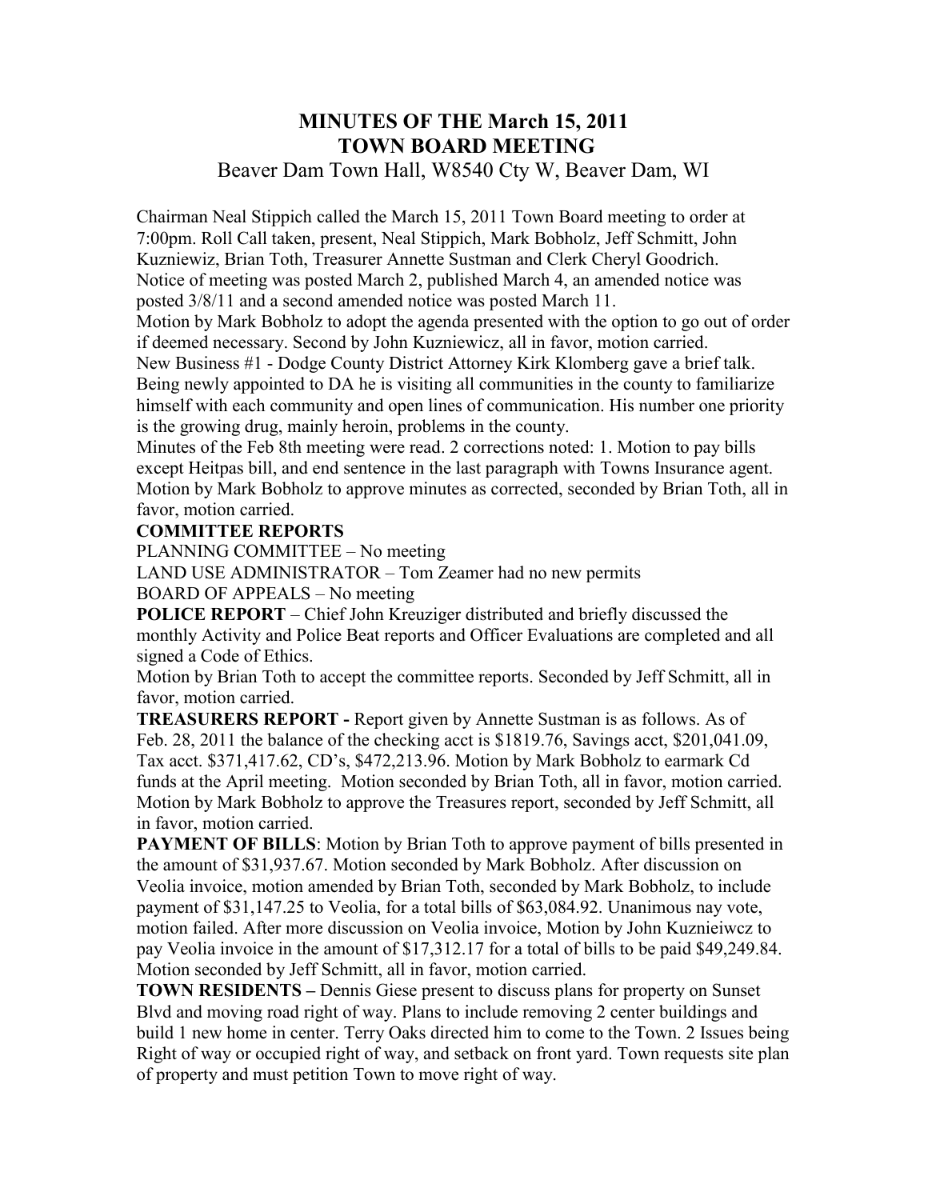# MINUTES OF THE March 15, 2011
# TOWN BOARD MEETING

Beaver Dam Town Hall, W8540 Cty W, Beaver Dam, WI

Chairman Neal Stippich called the March 15, 2011 Town Board meeting to order at 7:00pm. Roll Call taken, present, Neal Stippich, Mark Bobholz, Jeff Schmitt, John Kuzniewiz, Brian Toth, Treasurer Annette Sustman and Clerk Cheryl Goodrich. Notice of meeting was posted March 2, published March 4, an amended notice was posted 3/8/11 and a second amended notice was posted March 11.

Motion by Mark Bobholz to adopt the agenda presented with the option to go out of order if deemed necessary. Second by John Kuzniewicz, all in favor, motion carried.

New Business #1 - Dodge County District Attorney Kirk Klomberg gave a brief talk. Being newly appointed to DA he is visiting all communities in the county to familiarize himself with each community and open lines of communication. His number one priority is the growing drug, mainly heroin, problems in the county.

Minutes of the Feb 8th meeting were read. 2 corrections noted: 1. Motion to pay bills except Heitpas bill, and end sentence in the last paragraph with Towns Insurance agent. Motion by Mark Bobholz to approve minutes as corrected, seconded by Brian Toth, all in favor, motion carried.

**COMMITTEE REPORTS**

PLANNING COMMITTEE – No meeting

LAND USE ADMINISTRATOR – Tom Zeamer had no new permits

BOARD OF APPEALS – No meeting

**POLICE REPORT** – Chief John Kreuziger distributed and briefly discussed the monthly Activity and Police Beat reports and Officer Evaluations are completed and all signed a Code of Ethics.

Motion by Brian Toth to accept the committee reports. Seconded by Jeff Schmitt, all in favor, motion carried.

**TREASURERS REPORT -** Report given by Annette Sustman is as follows. As of Feb. 28, 2011 the balance of the checking acct is $1819.76, Savings acct, $201,041.09, Tax acct. $371,417.62, CD's, $472,213.96. Motion by Mark Bobholz to earmark Cd funds at the April meeting. Motion seconded by Brian Toth, all in favor, motion carried. Motion by Mark Bobholz to approve the Treasures report, seconded by Jeff Schmitt, all in favor, motion carried.

**PAYMENT OF BILLS**: Motion by Brian Toth to approve payment of bills presented in the amount of $31,937.67. Motion seconded by Mark Bobholz. After discussion on Veolia invoice, motion amended by Brian Toth, seconded by Mark Bobholz, to include payment of $31,147.25 to Veolia, for a total bills of $63,084.92. Unanimous nay vote, motion failed. After more discussion on Veolia invoice, Motion by John Kuznieiwcz to pay Veolia invoice in the amount of $17,312.17 for a total of bills to be paid $49,249.84. Motion seconded by Jeff Schmitt, all in favor, motion carried.

**TOWN RESIDENTS –** Dennis Giese present to discuss plans for property on Sunset Blvd and moving road right of way. Plans to include removing 2 center buildings and build 1 new home in center. Terry Oaks directed him to come to the Town. 2 Issues being Right of way or occupied right of way, and setback on front yard. Town requests site plan of property and must petition Town to move right of way.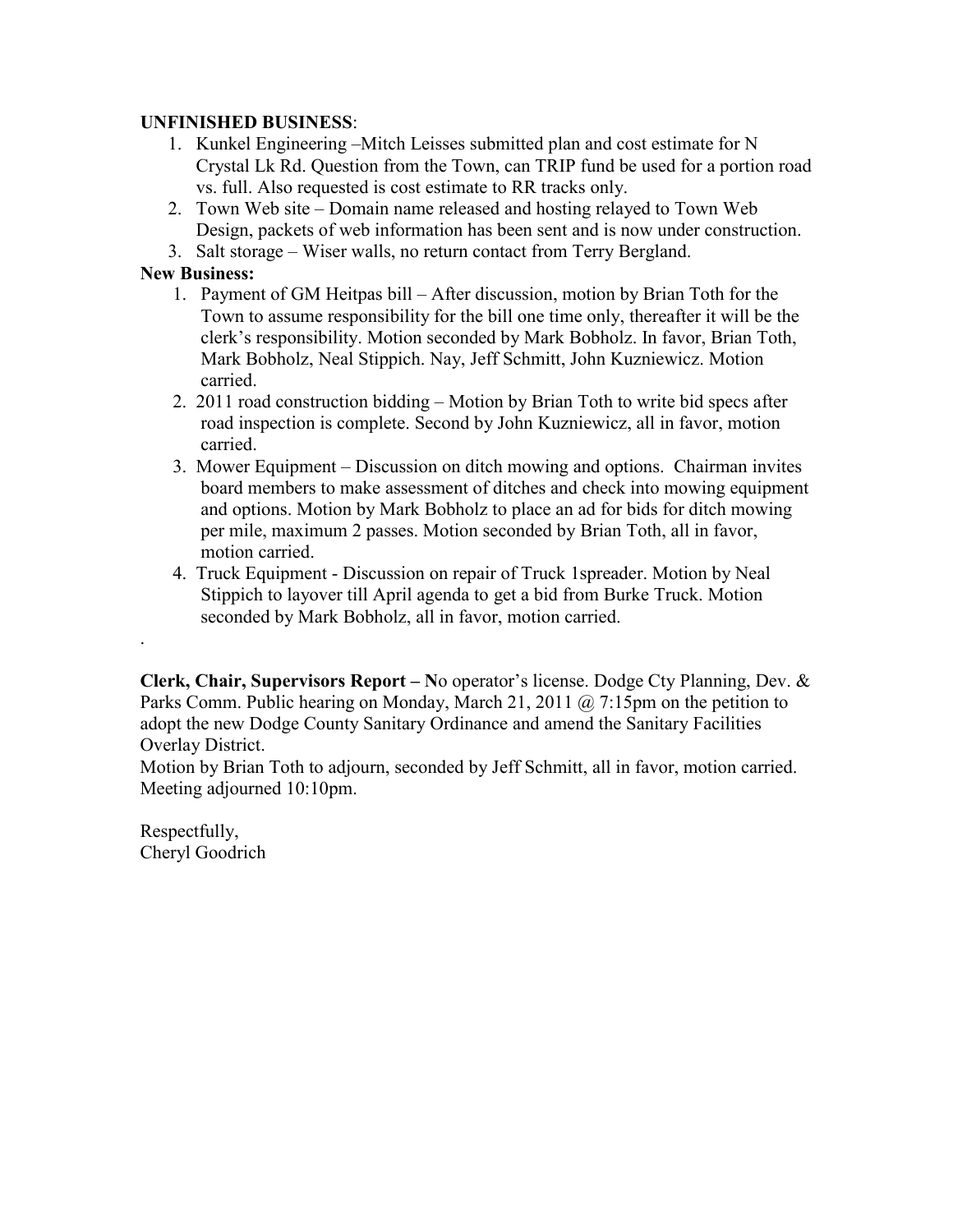**UNFINISHED BUSINESS**:

1. Kunkel Engineering –Mitch Leisses submitted plan and cost estimate for N Crystal Lk Rd. Question from the Town, can TRIP fund be used for a portion road vs. full. Also requested is cost estimate to RR tracks only.
2. Town Web site – Domain name released and hosting relayed to Town Web Design, packets of web information has been sent and is now under construction.
3. Salt storage – Wiser walls, no return contact from Terry Bergland.

**New Business:**

1. Payment of GM Heitpas bill – After discussion, motion by Brian Toth for the Town to assume responsibility for the bill one time only, thereafter it will be the clerk's responsibility. Motion seconded by Mark Bobholz. In favor, Brian Toth, Mark Bobholz, Neal Stippich. Nay, Jeff Schmitt, John Kuzniewicz. Motion carried.
2. 2011 road construction bidding – Motion by Brian Toth to write bid specs after road inspection is complete. Second by John Kuzniewicz, all in favor, motion carried.
3. Mower Equipment – Discussion on ditch mowing and options. Chairman invites board members to make assessment of ditches and check into mowing equipment and options. Motion by Mark Bobholz to place an ad for bids for ditch mowing per mile, maximum 2 passes. Motion seconded by Brian Toth, all in favor, motion carried.
4. Truck Equipment - Discussion on repair of Truck 1spreader. Motion by Neal Stippich to layover till April agenda to get a bid from Burke Truck. Motion seconded by Mark Bobholz, all in favor, motion carried.

.

**Clerk, Chair, Supervisors Report – N**o operator's license. Dodge Cty Planning, Dev. & Parks Comm. Public hearing on Monday, March 21, 2011 @ 7:15pm on the petition to adopt the new Dodge County Sanitary Ordinance and amend the Sanitary Facilities Overlay District.

Motion by Brian Toth to adjourn, seconded by Jeff Schmitt, all in favor, motion carried. Meeting adjourned 10:10pm.

Respectfully,
Cheryl Goodrich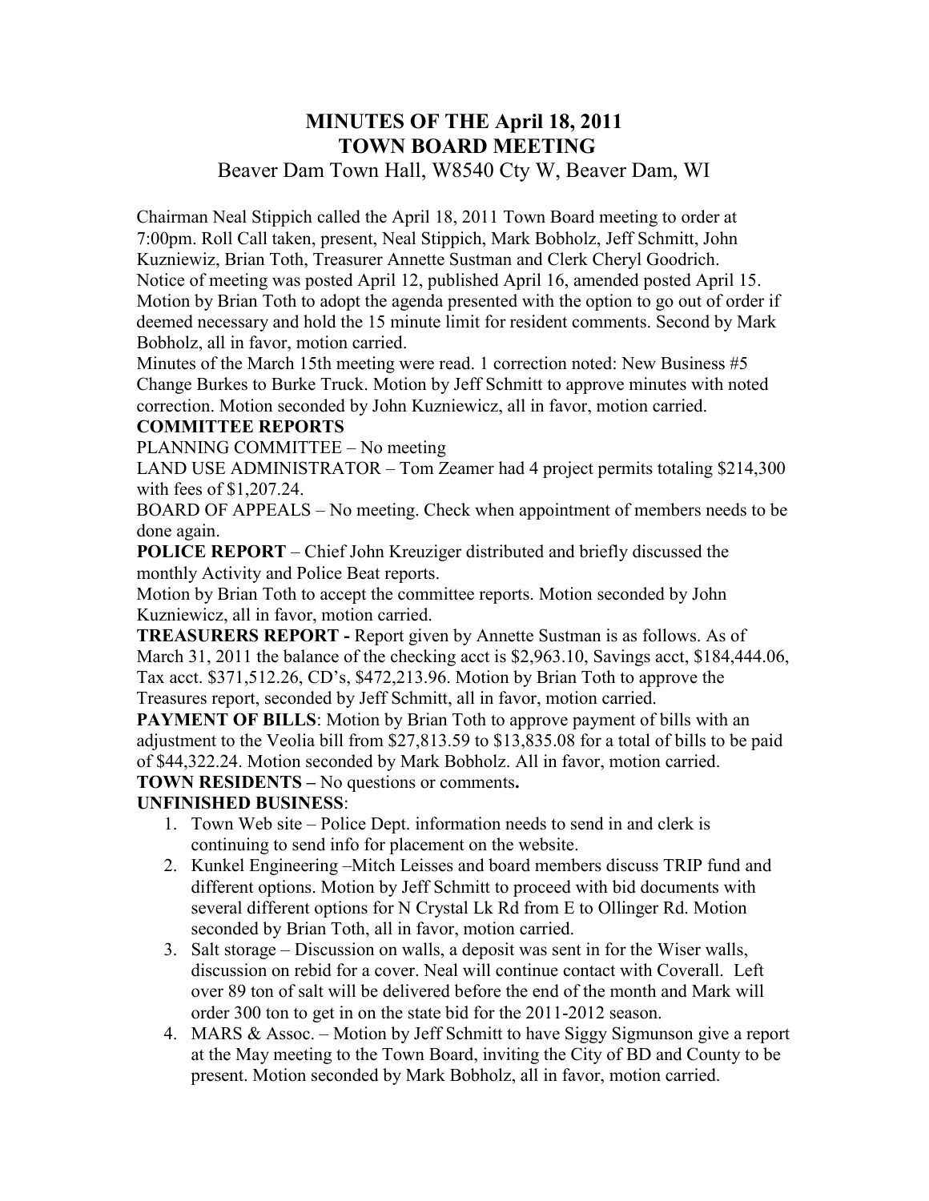# MINUTES OF THE April 18, 2011
# TOWN BOARD MEETING

Beaver Dam Town Hall, W8540 Cty W, Beaver Dam, WI

Chairman Neal Stippich called the April 18, 2011 Town Board meeting to order at 7:00pm. Roll Call taken, present, Neal Stippich, Mark Bobholz, Jeff Schmitt, John Kuzniewiz, Brian Toth, Treasurer Annette Sustman and Clerk Cheryl Goodrich. Notice of meeting was posted April 12, published April 16, amended posted April 15. Motion by Brian Toth to adopt the agenda presented with the option to go out of order if deemed necessary and hold the 15 minute limit for resident comments. Second by Mark Bobholz, all in favor, motion carried.

Minutes of the March 15th meeting were read. 1 correction noted: New Business #5 Change Burkes to Burke Truck. Motion by Jeff Schmitt to approve minutes with noted correction. Motion seconded by John Kuzniewicz, all in favor, motion carried.

**COMMITTEE REPORTS**

PLANNING COMMITTEE – No meeting

LAND USE ADMINISTRATOR – Tom Zeamer had 4 project permits totaling $214,300 with fees of $1,207.24.

BOARD OF APPEALS – No meeting. Check when appointment of members needs to be done again.

**POLICE REPORT** – Chief John Kreuziger distributed and briefly discussed the monthly Activity and Police Beat reports.

Motion by Brian Toth to accept the committee reports. Motion seconded by John Kuzniewicz, all in favor, motion carried.

**TREASURERS REPORT -** Report given by Annette Sustman is as follows. As of March 31, 2011 the balance of the checking acct is $2,963.10, Savings acct, $184,444.06, Tax acct. $371,512.26, CD's, $472,213.96. Motion by Brian Toth to approve the Treasures report, seconded by Jeff Schmitt, all in favor, motion carried.

**PAYMENT OF BILLS**: Motion by Brian Toth to approve payment of bills with an adjustment to the Veolia bill from $27,813.59 to $13,835.08 for a total of bills to be paid of $44,322.24. Motion seconded by Mark Bobholz. All in favor, motion carried.

**TOWN RESIDENTS –** No questions or comments**.**

**UNFINISHED BUSINESS**:

1. Town Web site – Police Dept. information needs to send in and clerk is continuing to send info for placement on the website.
2. Kunkel Engineering –Mitch Leisses and board members discuss TRIP fund and different options. Motion by Jeff Schmitt to proceed with bid documents with several different options for N Crystal Lk Rd from E to Ollinger Rd. Motion seconded by Brian Toth, all in favor, motion carried.
3. Salt storage – Discussion on walls, a deposit was sent in for the Wiser walls, discussion on rebid for a cover. Neal will continue contact with Coverall. Left over 89 ton of salt will be delivered before the end of the month and Mark will order 300 ton to get in on the state bid for the 2011-2012 season.
4. MARS & Assoc. – Motion by Jeff Schmitt to have Siggy Sigmunson give a report at the May meeting to the Town Board, inviting the City of BD and County to be present. Motion seconded by Mark Bobholz, all in favor, motion carried.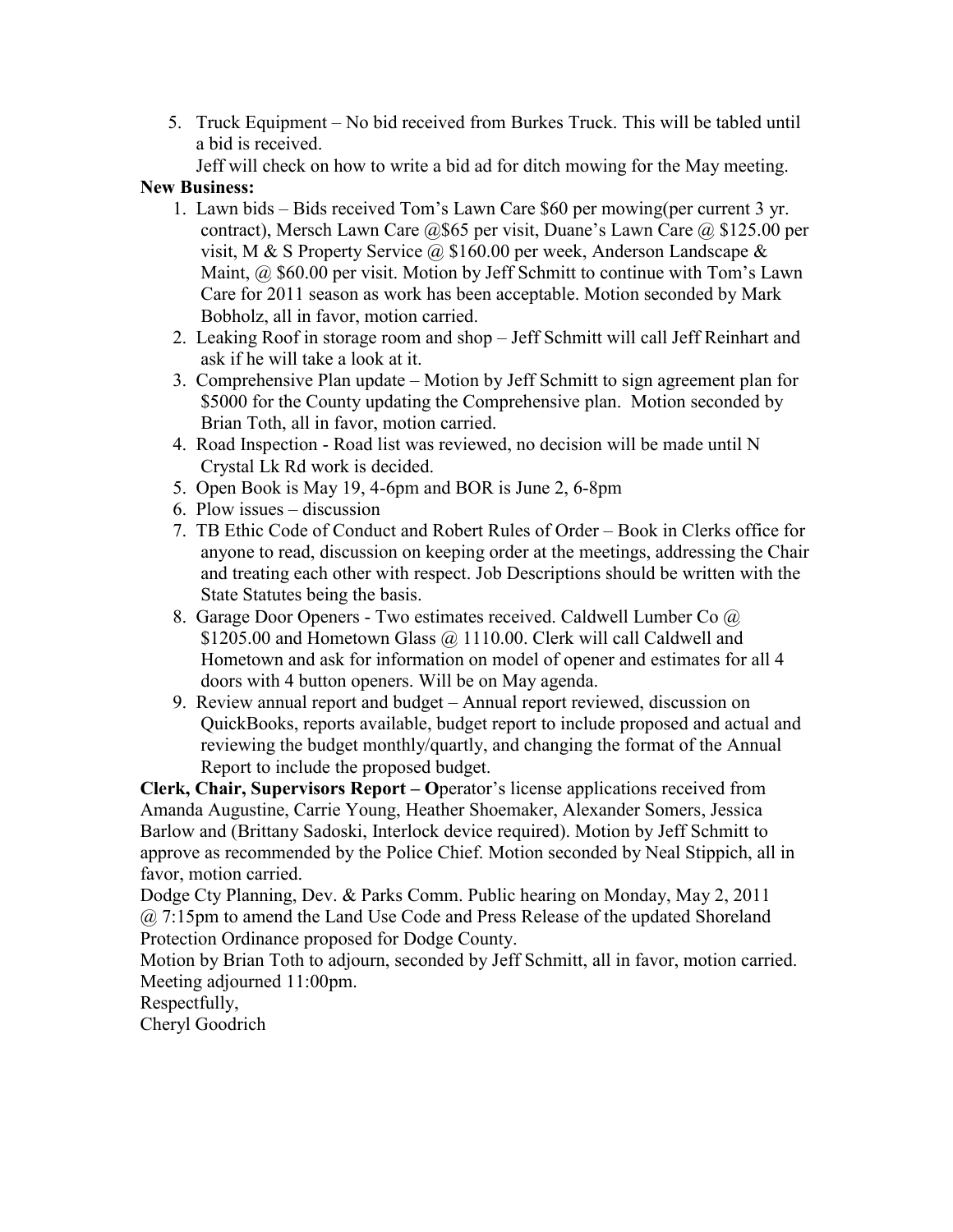5. Truck Equipment – No bid received from Burkes Truck. This will be tabled until a bid is received.
   Jeff will check on how to write a bid ad for ditch mowing for the May meeting.

**New Business:**

1. Lawn bids – Bids received Tom's Lawn Care $60 per mowing(per current 3 yr. contract), Mersch Lawn Care @$65 per visit, Duane's Lawn Care @ $125.00 per visit, M & S Property Service @ $160.00 per week, Anderson Landscape & Maint, @ $60.00 per visit. Motion by Jeff Schmitt to continue with Tom's Lawn Care for 2011 season as work has been acceptable. Motion seconded by Mark Bobholz, all in favor, motion carried.
2. Leaking Roof in storage room and shop – Jeff Schmitt will call Jeff Reinhart and ask if he will take a look at it.
3. Comprehensive Plan update – Motion by Jeff Schmitt to sign agreement plan for $5000 for the County updating the Comprehensive plan. Motion seconded by Brian Toth, all in favor, motion carried.
4. Road Inspection - Road list was reviewed, no decision will be made until N Crystal Lk Rd work is decided.
5. Open Book is May 19, 4-6pm and BOR is June 2, 6-8pm
6. Plow issues – discussion
7. TB Ethic Code of Conduct and Robert Rules of Order – Book in Clerks office for anyone to read, discussion on keeping order at the meetings, addressing the Chair and treating each other with respect. Job Descriptions should be written with the State Statutes being the basis.
8. Garage Door Openers - Two estimates received. Caldwell Lumber Co @ $1205.00 and Hometown Glass @ 1110.00. Clerk will call Caldwell and Hometown and ask for information on model of opener and estimates for all 4 doors with 4 button openers. Will be on May agenda.
9. Review annual report and budget – Annual report reviewed, discussion on QuickBooks, reports available, budget report to include proposed and actual and reviewing the budget monthly/quartly, and changing the format of the Annual Report to include the proposed budget.

**Clerk, Chair, Supervisors Report – O**perator's license applications received from Amanda Augustine, Carrie Young, Heather Shoemaker, Alexander Somers, Jessica Barlow and (Brittany Sadoski, Interlock device required). Motion by Jeff Schmitt to approve as recommended by the Police Chief. Motion seconded by Neal Stippich, all in favor, motion carried.

Dodge Cty Planning, Dev. & Parks Comm. Public hearing on Monday, May 2, 2011 @ 7:15pm to amend the Land Use Code and Press Release of the updated Shoreland Protection Ordinance proposed for Dodge County.

Motion by Brian Toth to adjourn, seconded by Jeff Schmitt, all in favor, motion carried. Meeting adjourned 11:00pm.

Respectfully,

Cheryl Goodrich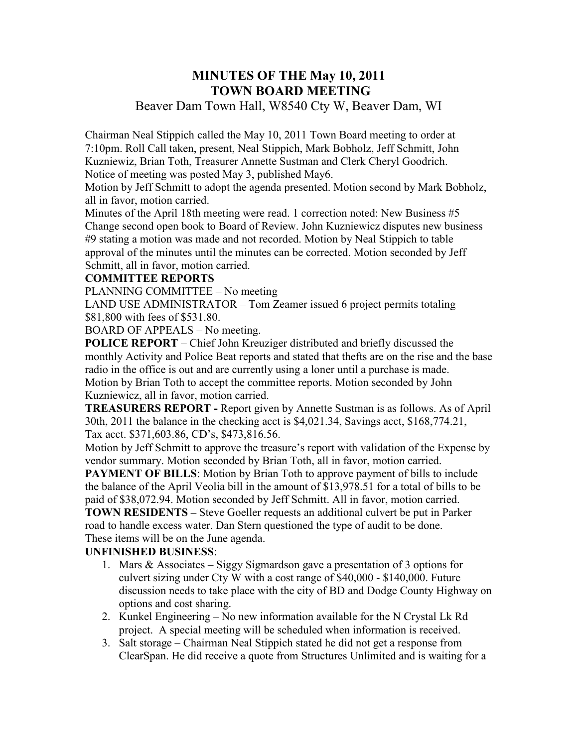# MINUTES OF THE May 10, 2011
# TOWN BOARD MEETING

Beaver Dam Town Hall, W8540 Cty W, Beaver Dam, WI

Chairman Neal Stippich called the May 10, 2011 Town Board meeting to order at 7:10pm. Roll Call taken, present, Neal Stippich, Mark Bobholz, Jeff Schmitt, John Kuzniewiz, Brian Toth, Treasurer Annette Sustman and Clerk Cheryl Goodrich. Notice of meeting was posted May 3, published May6.

Motion by Jeff Schmitt to adopt the agenda presented. Motion second by Mark Bobholz, all in favor, motion carried.

Minutes of the April 18th meeting were read. 1 correction noted: New Business #5 Change second open book to Board of Review. John Kuzniewicz disputes new business #9 stating a motion was made and not recorded. Motion by Neal Stippich to table approval of the minutes until the minutes can be corrected. Motion seconded by Jeff Schmitt, all in favor, motion carried.

**COMMITTEE REPORTS**

PLANNING COMMITTEE – No meeting

LAND USE ADMINISTRATOR – Tom Zeamer issued 6 project permits totaling $81,800 with fees of $531.80.

BOARD OF APPEALS – No meeting.

**POLICE REPORT** – Chief John Kreuziger distributed and briefly discussed the monthly Activity and Police Beat reports and stated that thefts are on the rise and the base radio in the office is out and are currently using a loner until a purchase is made.

Motion by Brian Toth to accept the committee reports. Motion seconded by John Kuzniewicz, all in favor, motion carried.

**TREASURERS REPORT -** Report given by Annette Sustman is as follows. As of April 30th, 2011 the balance in the checking acct is $4,021.34, Savings acct, $168,774.21, Tax acct. $371,603.86, CD's, $473,816.56.

Motion by Jeff Schmitt to approve the treasure's report with validation of the Expense by vendor summary. Motion seconded by Brian Toth, all in favor, motion carried.

**PAYMENT OF BILLS**: Motion by Brian Toth to approve payment of bills to include the balance of the April Veolia bill in the amount of $13,978.51 for a total of bills to be paid of $38,072.94. Motion seconded by Jeff Schmitt. All in favor, motion carried.

**TOWN RESIDENTS –** Steve Goeller requests an additional culvert be put in Parker road to handle excess water. Dan Stern questioned the type of audit to be done. These items will be on the June agenda.

**UNFINISHED BUSINESS**:

1. Mars & Associates – Siggy Sigmardson gave a presentation of 3 options for culvert sizing under Cty W with a cost range of $40,000 - $140,000. Future discussion needs to take place with the city of BD and Dodge County Highway on options and cost sharing.
2. Kunkel Engineering – No new information available for the N Crystal Lk Rd project. A special meeting will be scheduled when information is received.
3. Salt storage – Chairman Neal Stippich stated he did not get a response from ClearSpan. He did receive a quote from Structures Unlimited and is waiting for a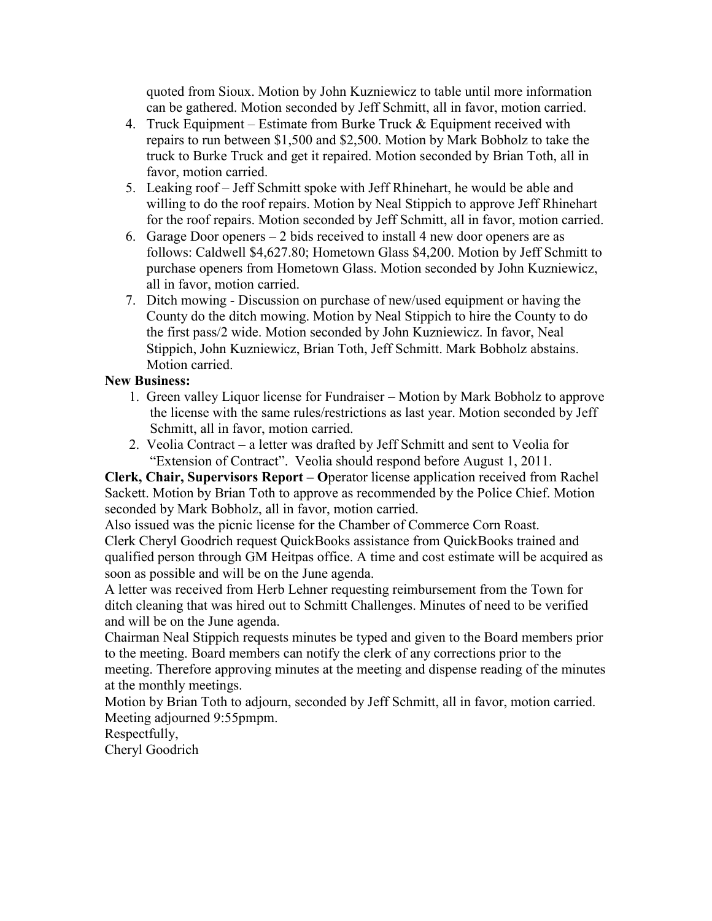quoted from Sioux. Motion by John Kuzniewicz to table until more information can be gathered. Motion seconded by Jeff Schmitt, all in favor, motion carried.

4. Truck Equipment – Estimate from Burke Truck & Equipment received with repairs to run between $1,500 and $2,500. Motion by Mark Bobholz to take the truck to Burke Truck and get it repaired. Motion seconded by Brian Toth, all in favor, motion carried.
5. Leaking roof – Jeff Schmitt spoke with Jeff Rhinehart, he would be able and willing to do the roof repairs. Motion by Neal Stippich to approve Jeff Rhinehart for the roof repairs. Motion seconded by Jeff Schmitt, all in favor, motion carried.
6. Garage Door openers – 2 bids received to install 4 new door openers are as follows: Caldwell $4,627.80; Hometown Glass $4,200. Motion by Jeff Schmitt to purchase openers from Hometown Glass. Motion seconded by John Kuzniewicz, all in favor, motion carried.
7. Ditch mowing - Discussion on purchase of new/used equipment or having the County do the ditch mowing. Motion by Neal Stippich to hire the County to do the first pass/2 wide. Motion seconded by John Kuzniewicz. In favor, Neal Stippich, John Kuzniewicz, Brian Toth, Jeff Schmitt. Mark Bobholz abstains. Motion carried.

**New Business:**

1. Green valley Liquor license for Fundraiser – Motion by Mark Bobholz to approve the license with the same rules/restrictions as last year. Motion seconded by Jeff Schmitt, all in favor, motion carried.
2. Veolia Contract – a letter was drafted by Jeff Schmitt and sent to Veolia for "Extension of Contract". Veolia should respond before August 1, 2011.

**Clerk, Chair, Supervisors Report – O**perator license application received from Rachel Sackett. Motion by Brian Toth to approve as recommended by the Police Chief. Motion seconded by Mark Bobholz, all in favor, motion carried.

Also issued was the picnic license for the Chamber of Commerce Corn Roast.

Clerk Cheryl Goodrich request QuickBooks assistance from QuickBooks trained and qualified person through GM Heitpas office. A time and cost estimate will be acquired as soon as possible and will be on the June agenda.

A letter was received from Herb Lehner requesting reimbursement from the Town for ditch cleaning that was hired out to Schmitt Challenges. Minutes of need to be verified and will be on the June agenda.

Chairman Neal Stippich requests minutes be typed and given to the Board members prior to the meeting. Board members can notify the clerk of any corrections prior to the meeting. Therefore approving minutes at the meeting and dispense reading of the minutes at the monthly meetings.

Motion by Brian Toth to adjourn, seconded by Jeff Schmitt, all in favor, motion carried.
Meeting adjourned 9:55pmpm.

Respectfully,
Cheryl Goodrich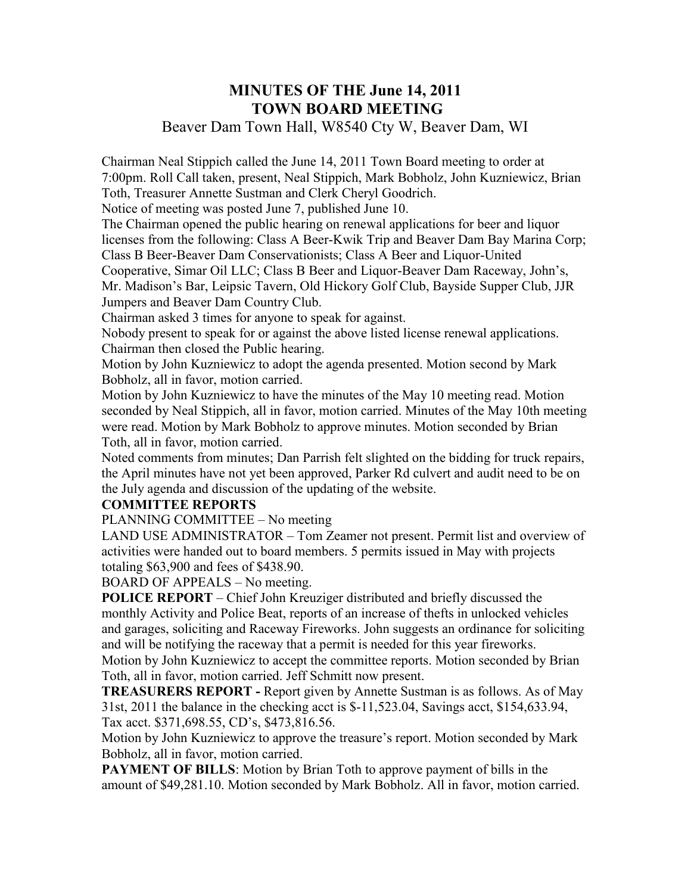# MINUTES OF THE June 14, 2011 TOWN BOARD MEETING

Beaver Dam Town Hall, W8540 Cty W, Beaver Dam, WI

Chairman Neal Stippich called the June 14, 2011 Town Board meeting to order at 7:00pm. Roll Call taken, present, Neal Stippich, Mark Bobholz, John Kuzniewicz, Brian Toth, Treasurer Annette Sustman and Clerk Cheryl Goodrich.

Notice of meeting was posted June 7, published June 10.

The Chairman opened the public hearing on renewal applications for beer and liquor licenses from the following: Class A Beer-Kwik Trip and Beaver Dam Bay Marina Corp; Class B Beer-Beaver Dam Conservationists; Class A Beer and Liquor-United Cooperative, Simar Oil LLC; Class B Beer and Liquor-Beaver Dam Raceway, John's, Mr. Madison's Bar, Leipsic Tavern, Old Hickory Golf Club, Bayside Supper Club, JJR Jumpers and Beaver Dam Country Club.

Chairman asked 3 times for anyone to speak for against.

Nobody present to speak for or against the above listed license renewal applications. Chairman then closed the Public hearing.

Motion by John Kuzniewicz to adopt the agenda presented. Motion second by Mark Bobholz, all in favor, motion carried.

Motion by John Kuzniewicz to have the minutes of the May 10 meeting read. Motion seconded by Neal Stippich, all in favor, motion carried. Minutes of the May 10th meeting were read. Motion by Mark Bobholz to approve minutes. Motion seconded by Brian Toth, all in favor, motion carried.

Noted comments from minutes; Dan Parrish felt slighted on the bidding for truck repairs, the April minutes have not yet been approved, Parker Rd culvert and audit need to be on the July agenda and discussion of the updating of the website.

**COMMITTEE REPORTS**

PLANNING COMMITTEE – No meeting

LAND USE ADMINISTRATOR – Tom Zeamer not present. Permit list and overview of activities were handed out to board members. 5 permits issued in May with projects totaling $63,900 and fees of $438.90.

BOARD OF APPEALS – No meeting.

**POLICE REPORT** – Chief John Kreuziger distributed and briefly discussed the monthly Activity and Police Beat, reports of an increase of thefts in unlocked vehicles and garages, soliciting and Raceway Fireworks. John suggests an ordinance for soliciting and will be notifying the raceway that a permit is needed for this year fireworks.

Motion by John Kuzniewicz to accept the committee reports. Motion seconded by Brian Toth, all in favor, motion carried. Jeff Schmitt now present.

**TREASURERS REPORT -** Report given by Annette Sustman is as follows. As of May 31st, 2011 the balance in the checking acct is $-11,523.04, Savings acct, $154,633.94, Tax acct. $371,698.55, CD's, $473,816.56.

Motion by John Kuzniewicz to approve the treasure's report. Motion seconded by Mark Bobholz, all in favor, motion carried.

**PAYMENT OF BILLS**: Motion by Brian Toth to approve payment of bills in the amount of $49,281.10. Motion seconded by Mark Bobholz. All in favor, motion carried.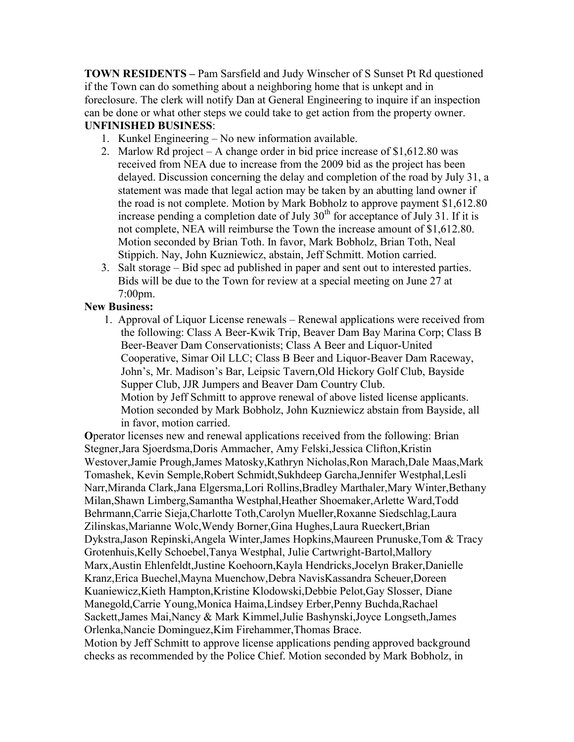**TOWN RESIDENTS –** Pam Sarsfield and Judy Winscher of S Sunset Pt Rd questioned if the Town can do something about a neighboring home that is unkept and in foreclosure. The clerk will notify Dan at General Engineering to inquire if an inspection can be done or what other steps we could take to get action from the property owner.

**UNFINISHED BUSINESS**:

1. Kunkel Engineering – No new information available.
2. Marlow Rd project – A change order in bid price increase of $1,612.80 was received from NEA due to increase from the 2009 bid as the project has been delayed. Discussion concerning the delay and completion of the road by July 31, a statement was made that legal action may be taken by an abutting land owner if the road is not complete. Motion by Mark Bobholz to approve payment $1,612.80 increase pending a completion date of July 30th for acceptance of July 31. If it is not complete, NEA will reimburse the Town the increase amount of $1,612.80. Motion seconded by Brian Toth. In favor, Mark Bobholz, Brian Toth, Neal Stippich. Nay, John Kuzniewicz, abstain, Jeff Schmitt. Motion carried.
3. Salt storage – Bid spec ad published in paper and sent out to interested parties. Bids will be due to the Town for review at a special meeting on June 27 at 7:00pm.

**New Business:**

1. Approval of Liquor License renewals – Renewal applications were received from the following: Class A Beer-Kwik Trip, Beaver Dam Bay Marina Corp; Class B Beer-Beaver Dam Conservationists; Class A Beer and Liquor-United Cooperative, Simar Oil LLC; Class B Beer and Liquor-Beaver Dam Raceway, John's, Mr. Madison's Bar, Leipsic Tavern,Old Hickory Golf Club, Bayside Supper Club, JJR Jumpers and Beaver Dam Country Club.
   Motion by Jeff Schmitt to approve renewal of above listed license applicants. Motion seconded by Mark Bobholz, John Kuzniewicz abstain from Bayside, all in favor, motion carried.

**O**perator licenses new and renewal applications received from the following: Brian Stegner,Jara Sjoerdsma,Doris Ammacher, Amy Felski,Jessica Clifton,Kristin Westover,Jamie Prough,James Matosky,Kathryn Nicholas,Ron Marach,Dale Maas,Mark Tomashek, Kevin Semple,Robert Schmidt,Sukhdeep Garcha,Jennifer Westphal,Lesli Narr,Miranda Clark,Jana Elgersma,Lori Rollins,Bradley Marthaler,Mary Winter,Bethany Milan,Shawn Limberg,Samantha Westphal,Heather Shoemaker,Arlette Ward,Todd Behrmann,Carrie Sieja,Charlotte Toth,Carolyn Mueller,Roxanne Siedschlag,Laura Zilinskas,Marianne Wolc,Wendy Borner,Gina Hughes,Laura Rueckert,Brian Dykstra,Jason Repinski,Angela Winter,James Hopkins,Maureen Prunuske,Tom & Tracy Grotenhuis,Kelly Schoebel,Tanya Westphal, Julie Cartwright-Bartol,Mallory Marx,Austin Ehlenfeldt,Justine Koehoorn,Kayla Hendricks,Jocelyn Braker,Danielle Kranz,Erica Buechel,Mayna Muenchow,Debra NavisKassandra Scheuer,Doreen Kuaniewicz,Kieth Hampton,Kristine Klodowski,Debbie Pelot,Gay Slosser, Diane Manegold,Carrie Young,Monica Haima,Lindsey Erber,Penny Buchda,Rachael Sackett,James Mai,Nancy & Mark Kimmel,Julie Bashynski,Joyce Longseth,James Orlenka,Nancie Dominguez,Kim Firehammer,Thomas Brace.

Motion by Jeff Schmitt to approve license applications pending approved background checks as recommended by the Police Chief. Motion seconded by Mark Bobholz, in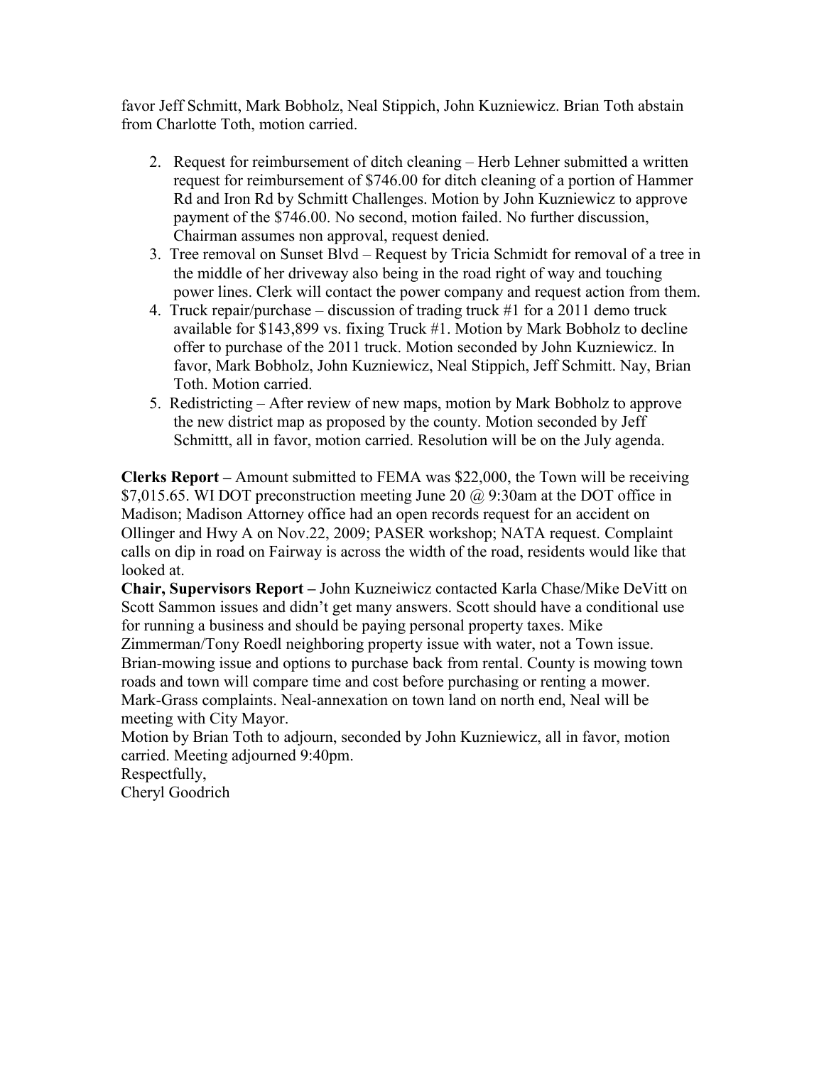favor Jeff Schmitt, Mark Bobholz, Neal Stippich, John Kuzniewicz. Brian Toth abstain from Charlotte Toth, motion carried.

2. Request for reimbursement of ditch cleaning – Herb Lehner submitted a written request for reimbursement of $746.00 for ditch cleaning of a portion of Hammer Rd and Iron Rd by Schmitt Challenges. Motion by John Kuzniewicz to approve payment of the $746.00. No second, motion failed. No further discussion, Chairman assumes non approval, request denied.
3. Tree removal on Sunset Blvd – Request by Tricia Schmidt for removal of a tree in the middle of her driveway also being in the road right of way and touching power lines. Clerk will contact the power company and request action from them.
4. Truck repair/purchase – discussion of trading truck #1 for a 2011 demo truck available for $143,899 vs. fixing Truck #1. Motion by Mark Bobholz to decline offer to purchase of the 2011 truck. Motion seconded by John Kuzniewicz. In favor, Mark Bobholz, John Kuzniewicz, Neal Stippich, Jeff Schmitt. Nay, Brian Toth. Motion carried.
5. Redistricting – After review of new maps, motion by Mark Bobholz to approve the new district map as proposed by the county. Motion seconded by Jeff Schmittt, all in favor, motion carried. Resolution will be on the July agenda.

**Clerks Report –** Amount submitted to FEMA was $22,000, the Town will be receiving $7,015.65. WI DOT preconstruction meeting June 20 @ 9:30am at the DOT office in Madison; Madison Attorney office had an open records request for an accident on Ollinger and Hwy A on Nov.22, 2009; PASER workshop; NATA request. Complaint calls on dip in road on Fairway is across the width of the road, residents would like that looked at.

**Chair, Supervisors Report –** John Kuzneiwicz contacted Karla Chase/Mike DeVitt on Scott Sammon issues and didn't get many answers. Scott should have a conditional use for running a business and should be paying personal property taxes. Mike Zimmerman/Tony Roedl neighboring property issue with water, not a Town issue. Brian-mowing issue and options to purchase back from rental. County is mowing town roads and town will compare time and cost before purchasing or renting a mower. Mark-Grass complaints. Neal-annexation on town land on north end, Neal will be meeting with City Mayor.

Motion by Brian Toth to adjourn, seconded by John Kuzniewicz, all in favor, motion carried. Meeting adjourned 9:40pm.

Respectfully,

Cheryl Goodrich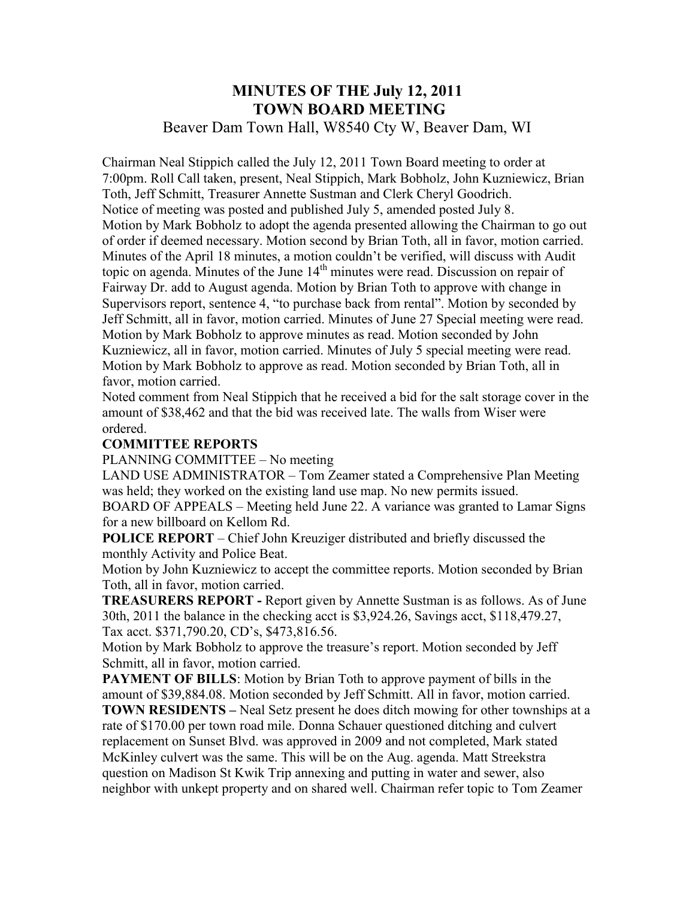# MINUTES OF THE July 12, 2011 TOWN BOARD MEETING

Beaver Dam Town Hall, W8540 Cty W, Beaver Dam, WI

Chairman Neal Stippich called the July 12, 2011 Town Board meeting to order at 7:00pm. Roll Call taken, present, Neal Stippich, Mark Bobholz, John Kuzniewicz, Brian Toth, Jeff Schmitt, Treasurer Annette Sustman and Clerk Cheryl Goodrich.
Notice of meeting was posted and published July 5, amended posted July 8.
Motion by Mark Bobholz to adopt the agenda presented allowing the Chairman to go out of order if deemed necessary. Motion second by Brian Toth, all in favor, motion carried.
Minutes of the April 18 minutes, a motion couldn't be verified, will discuss with Audit topic on agenda. Minutes of the June 14th minutes were read. Discussion on repair of Fairway Dr. add to August agenda. Motion by Brian Toth to approve with change in Supervisors report, sentence 4, "to purchase back from rental". Motion by seconded by Jeff Schmitt, all in favor, motion carried. Minutes of June 27 Special meeting were read. Motion by Mark Bobholz to approve minutes as read. Motion seconded by John Kuzniewicz, all in favor, motion carried. Minutes of July 5 special meeting were read. Motion by Mark Bobholz to approve as read. Motion seconded by Brian Toth, all in favor, motion carried.
Noted comment from Neal Stippich that he received a bid for the salt storage cover in the amount of $38,462 and that the bid was received late. The walls from Wiser were ordered.

**COMMITTEE REPORTS**

PLANNING COMMITTEE – No meeting

LAND USE ADMINISTRATOR – Tom Zeamer stated a Comprehensive Plan Meeting was held; they worked on the existing land use map. No new permits issued.

BOARD OF APPEALS – Meeting held June 22. A variance was granted to Lamar Signs for a new billboard on Kellom Rd.

**POLICE REPORT** – Chief John Kreuziger distributed and briefly discussed the monthly Activity and Police Beat.

Motion by John Kuzniewicz to accept the committee reports. Motion seconded by Brian Toth, all in favor, motion carried.

**TREASURERS REPORT -** Report given by Annette Sustman is as follows. As of June 30th, 2011 the balance in the checking acct is $3,924.26, Savings acct, $118,479.27, Tax acct. $371,790.20, CD's, $473,816.56.

Motion by Mark Bobholz to approve the treasure's report. Motion seconded by Jeff Schmitt, all in favor, motion carried.

**PAYMENT OF BILLS**: Motion by Brian Toth to approve payment of bills in the amount of $39,884.08. Motion seconded by Jeff Schmitt. All in favor, motion carried.

**TOWN RESIDENTS –** Neal Setz present he does ditch mowing for other townships at a rate of $170.00 per town road mile. Donna Schauer questioned ditching and culvert replacement on Sunset Blvd. was approved in 2009 and not completed, Mark stated McKinley culvert was the same. This will be on the Aug. agenda. Matt Streekstra question on Madison St Kwik Trip annexing and putting in water and sewer, also neighbor with unkept property and on shared well. Chairman refer topic to Tom Zeamer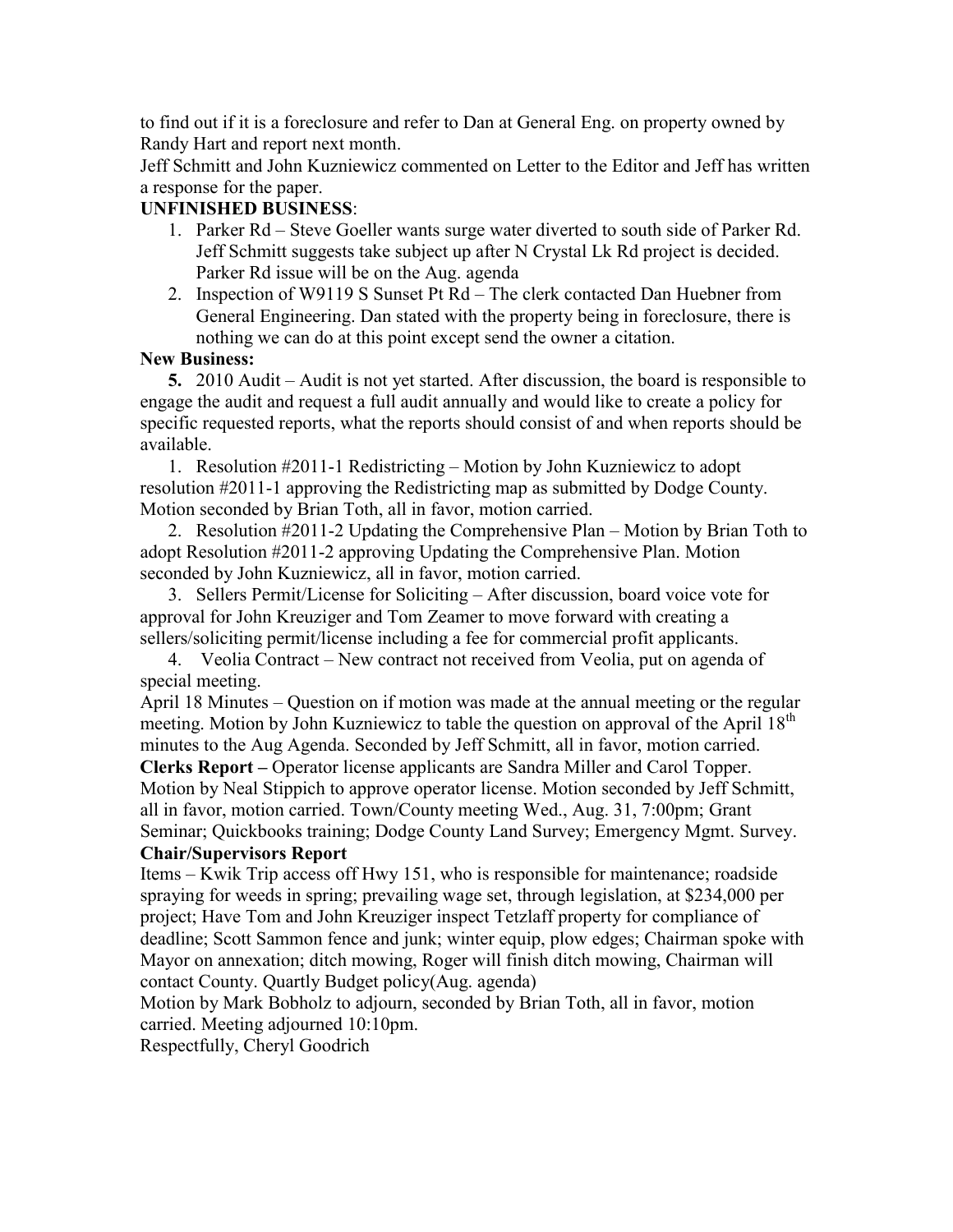to find out if it is a foreclosure and refer to Dan at General Eng. on property owned by Randy Hart and report next month.
Jeff Schmitt and John Kuzniewicz commented on Letter to the Editor and Jeff has written a response for the paper.

**UNFINISHED BUSINESS**:

1. Parker Rd – Steve Goeller wants surge water diverted to south side of Parker Rd. Jeff Schmitt suggests take subject up after N Crystal Lk Rd project is decided. Parker Rd issue will be on the Aug. agenda
2. Inspection of W9119 S Sunset Pt Rd – The clerk contacted Dan Huebner from General Engineering. Dan stated with the property being in foreclosure, there is nothing we can do at this point except send the owner a citation.

**New Business:**

**5.** 2010 Audit – Audit is not yet started. After discussion, the board is responsible to engage the audit and request a full audit annually and would like to create a policy for specific requested reports, what the reports should consist of and when reports should be available.

1. Resolution #2011-1 Redistricting – Motion by John Kuzniewicz to adopt resolution #2011-1 approving the Redistricting map as submitted by Dodge County. Motion seconded by Brian Toth, all in favor, motion carried.

2. Resolution #2011-2 Updating the Comprehensive Plan – Motion by Brian Toth to adopt Resolution #2011-2 approving Updating the Comprehensive Plan. Motion seconded by John Kuzniewicz, all in favor, motion carried.

3. Sellers Permit/License for Soliciting – After discussion, board voice vote for approval for John Kreuziger and Tom Zeamer to move forward with creating a sellers/soliciting permit/license including a fee for commercial profit applicants.

4. Veolia Contract – New contract not received from Veolia, put on agenda of special meeting.

April 18 Minutes – Question on if motion was made at the annual meeting or the regular meeting. Motion by John Kuzniewicz to table the question on approval of the April 18th minutes to the Aug Agenda. Seconded by Jeff Schmitt, all in favor, motion carried.

**Clerks Report –** Operator license applicants are Sandra Miller and Carol Topper. Motion by Neal Stippich to approve operator license. Motion seconded by Jeff Schmitt, all in favor, motion carried. Town/County meeting Wed., Aug. 31, 7:00pm; Grant Seminar; Quickbooks training; Dodge County Land Survey; Emergency Mgmt. Survey.

**Chair/Supervisors Report**

Items – Kwik Trip access off Hwy 151, who is responsible for maintenance; roadside spraying for weeds in spring; prevailing wage set, through legislation, at $234,000 per project; Have Tom and John Kreuziger inspect Tetzlaff property for compliance of deadline; Scott Sammon fence and junk; winter equip, plow edges; Chairman spoke with Mayor on annexation; ditch mowing, Roger will finish ditch mowing, Chairman will contact County. Quartly Budget policy(Aug. agenda)

Motion by Mark Bobholz to adjourn, seconded by Brian Toth, all in favor, motion carried. Meeting adjourned 10:10pm.

Respectfully, Cheryl Goodrich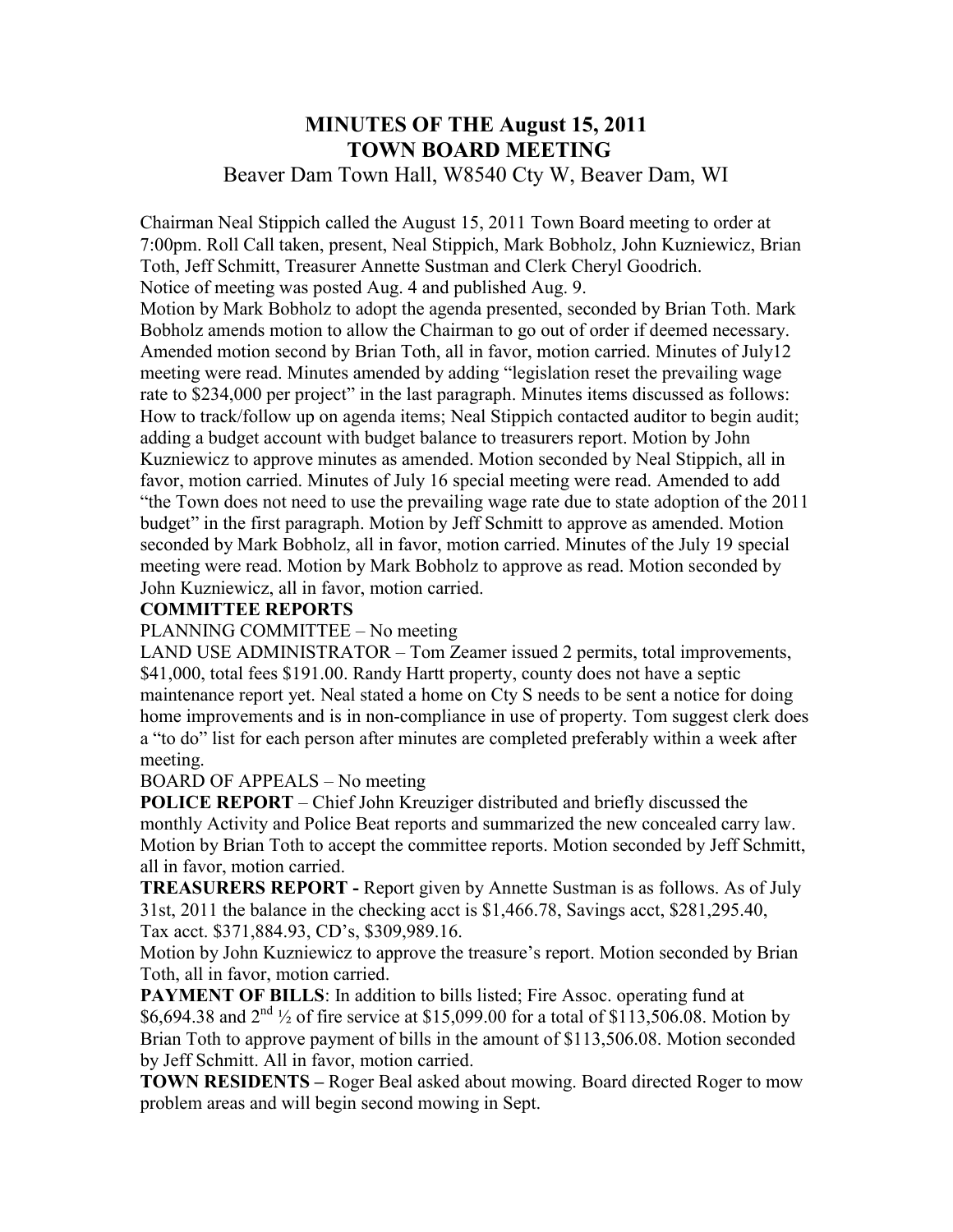# MINUTES OF THE August 15, 2011 TOWN BOARD MEETING

Beaver Dam Town Hall, W8540 Cty W, Beaver Dam, WI

Chairman Neal Stippich called the August 15, 2011 Town Board meeting to order at 7:00pm. Roll Call taken, present, Neal Stippich, Mark Bobholz, John Kuzniewicz, Brian Toth, Jeff Schmitt, Treasurer Annette Sustman and Clerk Cheryl Goodrich.
Notice of meeting was posted Aug. 4 and published Aug. 9.
Motion by Mark Bobholz to adopt the agenda presented, seconded by Brian Toth. Mark Bobholz amends motion to allow the Chairman to go out of order if deemed necessary. Amended motion second by Brian Toth, all in favor, motion carried. Minutes of July12 meeting were read. Minutes amended by adding "legislation reset the prevailing wage rate to $234,000 per project" in the last paragraph. Minutes items discussed as follows: How to track/follow up on agenda items; Neal Stippich contacted auditor to begin audit; adding a budget account with budget balance to treasurers report. Motion by John Kuzniewicz to approve minutes as amended. Motion seconded by Neal Stippich, all in favor, motion carried. Minutes of July 16 special meeting were read. Amended to add "the Town does not need to use the prevailing wage rate due to state adoption of the 2011 budget" in the first paragraph. Motion by Jeff Schmitt to approve as amended. Motion seconded by Mark Bobholz, all in favor, motion carried. Minutes of the July 19 special meeting were read. Motion by Mark Bobholz to approve as read. Motion seconded by John Kuzniewicz, all in favor, motion carried.

**COMMITTEE REPORTS**

PLANNING COMMITTEE – No meeting

LAND USE ADMINISTRATOR – Tom Zeamer issued 2 permits, total improvements, $41,000, total fees $191.00. Randy Hartt property, county does not have a septic maintenance report yet. Neal stated a home on Cty S needs to be sent a notice for doing home improvements and is in non-compliance in use of property. Tom suggest clerk does a "to do" list for each person after minutes are completed preferably within a week after meeting.

BOARD OF APPEALS – No meeting

**POLICE REPORT** – Chief John Kreuziger distributed and briefly discussed the monthly Activity and Police Beat reports and summarized the new concealed carry law. Motion by Brian Toth to accept the committee reports. Motion seconded by Jeff Schmitt, all in favor, motion carried.

**TREASURERS REPORT -** Report given by Annette Sustman is as follows. As of July 31st, 2011 the balance in the checking acct is $1,466.78, Savings acct, $281,295.40, Tax acct. $371,884.93, CD's, $309,989.16.

Motion by John Kuzniewicz to approve the treasure's report. Motion seconded by Brian Toth, all in favor, motion carried.

**PAYMENT OF BILLS**: In addition to bills listed; Fire Assoc. operating fund at $6,694.38 and 2nd ½ of fire service at $15,099.00 for a total of $113,506.08. Motion by Brian Toth to approve payment of bills in the amount of $113,506.08. Motion seconded by Jeff Schmitt. All in favor, motion carried.

**TOWN RESIDENTS –** Roger Beal asked about mowing. Board directed Roger to mow problem areas and will begin second mowing in Sept.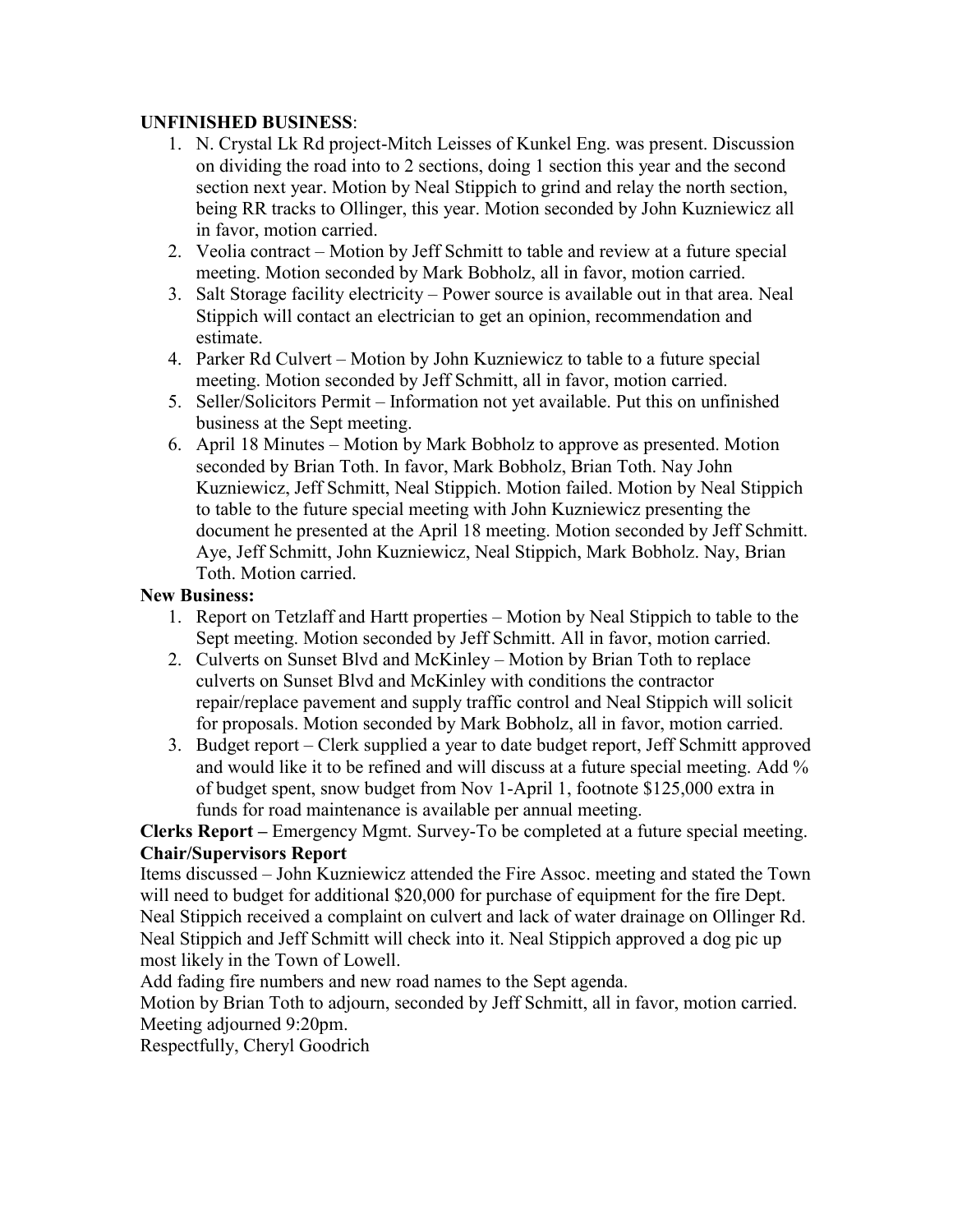**UNFINISHED BUSINESS**:

1. N. Crystal Lk Rd project-Mitch Leisses of Kunkel Eng. was present. Discussion on dividing the road into to 2 sections, doing 1 section this year and the second section next year. Motion by Neal Stippich to grind and relay the north section, being RR tracks to Ollinger, this year. Motion seconded by John Kuzniewicz all in favor, motion carried.
2. Veolia contract – Motion by Jeff Schmitt to table and review at a future special meeting. Motion seconded by Mark Bobholz, all in favor, motion carried.
3. Salt Storage facility electricity – Power source is available out in that area. Neal Stippich will contact an electrician to get an opinion, recommendation and estimate.
4. Parker Rd Culvert – Motion by John Kuzniewicz to table to a future special meeting. Motion seconded by Jeff Schmitt, all in favor, motion carried.
5. Seller/Solicitors Permit – Information not yet available. Put this on unfinished business at the Sept meeting.
6. April 18 Minutes – Motion by Mark Bobholz to approve as presented. Motion seconded by Brian Toth. In favor, Mark Bobholz, Brian Toth. Nay John Kuzniewicz, Jeff Schmitt, Neal Stippich. Motion failed. Motion by Neal Stippich to table to the future special meeting with John Kuzniewicz presenting the document he presented at the April 18 meeting. Motion seconded by Jeff Schmitt. Aye, Jeff Schmitt, John Kuzniewicz, Neal Stippich, Mark Bobholz. Nay, Brian Toth. Motion carried.

**New Business:**

1. Report on Tetzlaff and Hartt properties – Motion by Neal Stippich to table to the Sept meeting. Motion seconded by Jeff Schmitt. All in favor, motion carried.
2. Culverts on Sunset Blvd and McKinley – Motion by Brian Toth to replace culverts on Sunset Blvd and McKinley with conditions the contractor repair/replace pavement and supply traffic control and Neal Stippich will solicit for proposals. Motion seconded by Mark Bobholz, all in favor, motion carried.
3. Budget report – Clerk supplied a year to date budget report, Jeff Schmitt approved and would like it to be refined and will discuss at a future special meeting. Add % of budget spent, snow budget from Nov 1-April 1, footnote $125,000 extra in funds for road maintenance is available per annual meeting.

**Clerks Report –** Emergency Mgmt. Survey-To be completed at a future special meeting.

**Chair/Supervisors Report**

Items discussed – John Kuzniewicz attended the Fire Assoc. meeting and stated the Town will need to budget for additional $20,000 for purchase of equipment for the fire Dept. Neal Stippich received a complaint on culvert and lack of water drainage on Ollinger Rd. Neal Stippich and Jeff Schmitt will check into it. Neal Stippich approved a dog pic up most likely in the Town of Lowell.

Add fading fire numbers and new road names to the Sept agenda.

Motion by Brian Toth to adjourn, seconded by Jeff Schmitt, all in favor, motion carried.

Meeting adjourned 9:20pm.

Respectfully, Cheryl Goodrich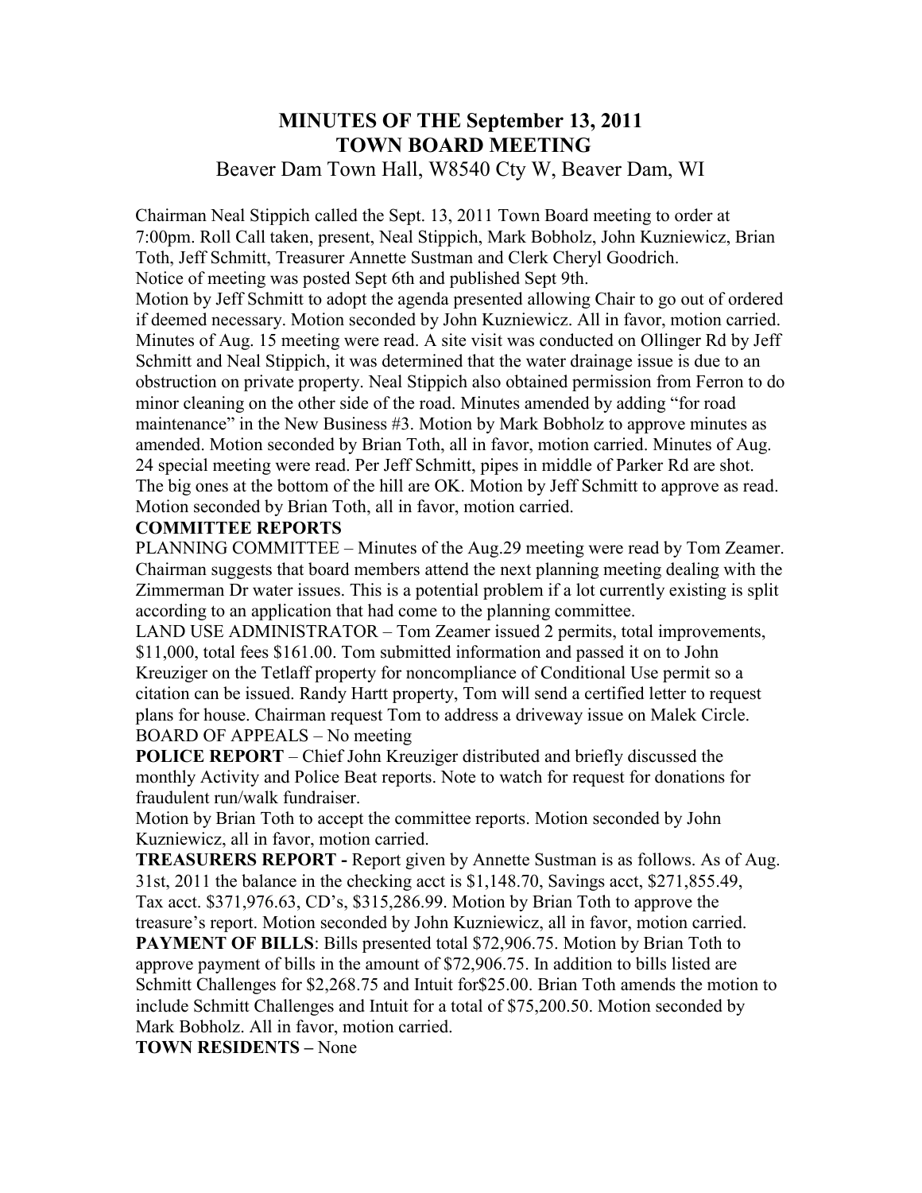# MINUTES OF THE September 13, 2011
# TOWN BOARD MEETING

Beaver Dam Town Hall, W8540 Cty W, Beaver Dam, WI

Chairman Neal Stippich called the Sept. 13, 2011 Town Board meeting to order at 7:00pm. Roll Call taken, present, Neal Stippich, Mark Bobholz, John Kuzniewicz, Brian Toth, Jeff Schmitt, Treasurer Annette Sustman and Clerk Cheryl Goodrich.
Notice of meeting was posted Sept 6th and published Sept 9th.
Motion by Jeff Schmitt to adopt the agenda presented allowing Chair to go out of ordered if deemed necessary. Motion seconded by John Kuzniewicz. All in favor, motion carried.
Minutes of Aug. 15 meeting were read. A site visit was conducted on Ollinger Rd by Jeff Schmitt and Neal Stippich, it was determined that the water drainage issue is due to an obstruction on private property. Neal Stippich also obtained permission from Ferron to do minor cleaning on the other side of the road. Minutes amended by adding "for road maintenance" in the New Business #3. Motion by Mark Bobholz to approve minutes as amended. Motion seconded by Brian Toth, all in favor, motion carried. Minutes of Aug. 24 special meeting were read. Per Jeff Schmitt, pipes in middle of Parker Rd are shot. The big ones at the bottom of the hill are OK. Motion by Jeff Schmitt to approve as read. Motion seconded by Brian Toth, all in favor, motion carried.

**COMMITTEE REPORTS**

PLANNING COMMITTEE – Minutes of the Aug.29 meeting were read by Tom Zeamer. Chairman suggests that board members attend the next planning meeting dealing with the Zimmerman Dr water issues. This is a potential problem if a lot currently existing is split according to an application that had come to the planning committee.
LAND USE ADMINISTRATOR – Tom Zeamer issued 2 permits, total improvements, $11,000, total fees $161.00. Tom submitted information and passed it on to John Kreuziger on the Tetlaff property for noncompliance of Conditional Use permit so a citation can be issued. Randy Hartt property, Tom will send a certified letter to request plans for house. Chairman request Tom to address a driveway issue on Malek Circle.
BOARD OF APPEALS – No meeting

**POLICE REPORT** – Chief John Kreuziger distributed and briefly discussed the monthly Activity and Police Beat reports. Note to watch for request for donations for fraudulent run/walk fundraiser.
Motion by Brian Toth to accept the committee reports. Motion seconded by John Kuzniewicz, all in favor, motion carried.

**TREASURERS REPORT -** Report given by Annette Sustman is as follows. As of Aug. 31st, 2011 the balance in the checking acct is $1,148.70, Savings acct, $271,855.49, Tax acct. $371,976.63, CD's, $315,286.99. Motion by Brian Toth to approve the treasure's report. Motion seconded by John Kuzniewicz, all in favor, motion carried.

**PAYMENT OF BILLS**: Bills presented total $72,906.75. Motion by Brian Toth to approve payment of bills in the amount of $72,906.75. In addition to bills listed are Schmitt Challenges for $2,268.75 and Intuit for$25.00. Brian Toth amends the motion to include Schmitt Challenges and Intuit for a total of $75,200.50. Motion seconded by Mark Bobholz. All in favor, motion carried.

**TOWN RESIDENTS –** None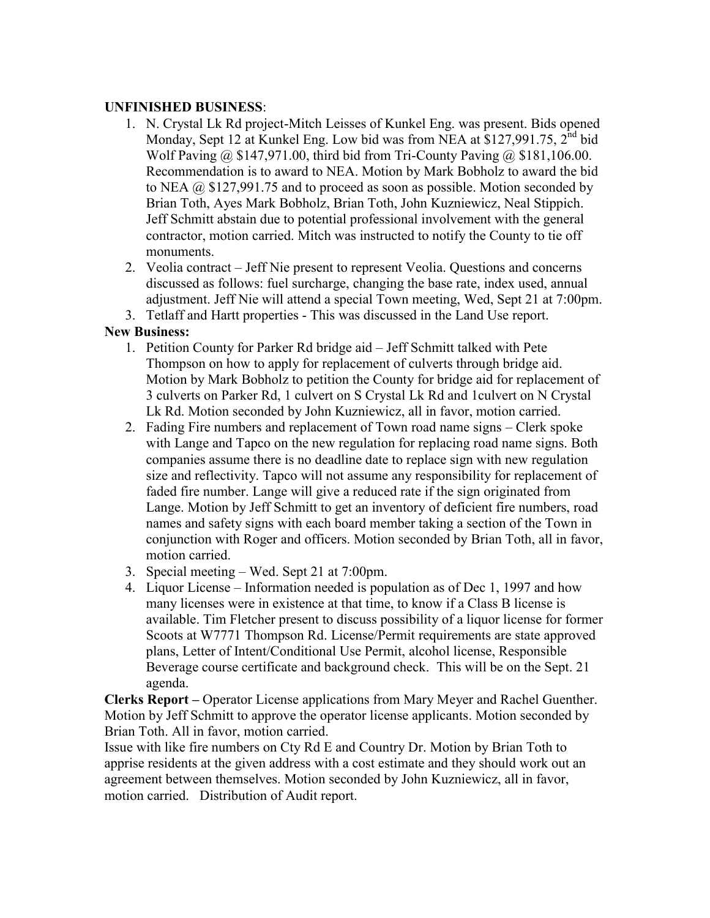**UNFINISHED BUSINESS**:

1. N. Crystal Lk Rd project-Mitch Leisses of Kunkel Eng. was present. Bids opened Monday, Sept 12 at Kunkel Eng. Low bid was from NEA at $127,991.75, 2nd bid Wolf Paving @ $147,971.00, third bid from Tri-County Paving @ $181,106.00. Recommendation is to award to NEA. Motion by Mark Bobholz to award the bid to NEA @ $127,991.75 and to proceed as soon as possible. Motion seconded by Brian Toth, Ayes Mark Bobholz, Brian Toth, John Kuzniewicz, Neal Stippich. Jeff Schmitt abstain due to potential professional involvement with the general contractor, motion carried. Mitch was instructed to notify the County to tie off monuments.
2. Veolia contract – Jeff Nie present to represent Veolia. Questions and concerns discussed as follows: fuel surcharge, changing the base rate, index used, annual adjustment. Jeff Nie will attend a special Town meeting, Wed, Sept 21 at 7:00pm.
3. Tetlaff and Hartt properties - This was discussed in the Land Use report.

**New Business:**

1. Petition County for Parker Rd bridge aid – Jeff Schmitt talked with Pete Thompson on how to apply for replacement of culverts through bridge aid. Motion by Mark Bobholz to petition the County for bridge aid for replacement of 3 culverts on Parker Rd, 1 culvert on S Crystal Lk Rd and 1culvert on N Crystal Lk Rd. Motion seconded by John Kuzniewicz, all in favor, motion carried.
2. Fading Fire numbers and replacement of Town road name signs – Clerk spoke with Lange and Tapco on the new regulation for replacing road name signs. Both companies assume there is no deadline date to replace sign with new regulation size and reflectivity. Tapco will not assume any responsibility for replacement of faded fire number. Lange will give a reduced rate if the sign originated from Lange. Motion by Jeff Schmitt to get an inventory of deficient fire numbers, road names and safety signs with each board member taking a section of the Town in conjunction with Roger and officers. Motion seconded by Brian Toth, all in favor, motion carried.
3. Special meeting – Wed. Sept 21 at 7:00pm.
4. Liquor License – Information needed is population as of Dec 1, 1997 and how many licenses were in existence at that time, to know if a Class B license is available. Tim Fletcher present to discuss possibility of a liquor license for former Scoots at W7771 Thompson Rd. License/Permit requirements are state approved plans, Letter of Intent/Conditional Use Permit, alcohol license, Responsible Beverage course certificate and background check. This will be on the Sept. 21 agenda.

**Clerks Report –** Operator License applications from Mary Meyer and Rachel Guenther. Motion by Jeff Schmitt to approve the operator license applicants. Motion seconded by Brian Toth. All in favor, motion carried.

Issue with like fire numbers on Cty Rd E and Country Dr. Motion by Brian Toth to apprise residents at the given address with a cost estimate and they should work out an agreement between themselves. Motion seconded by John Kuzniewicz, all in favor, motion carried. Distribution of Audit report.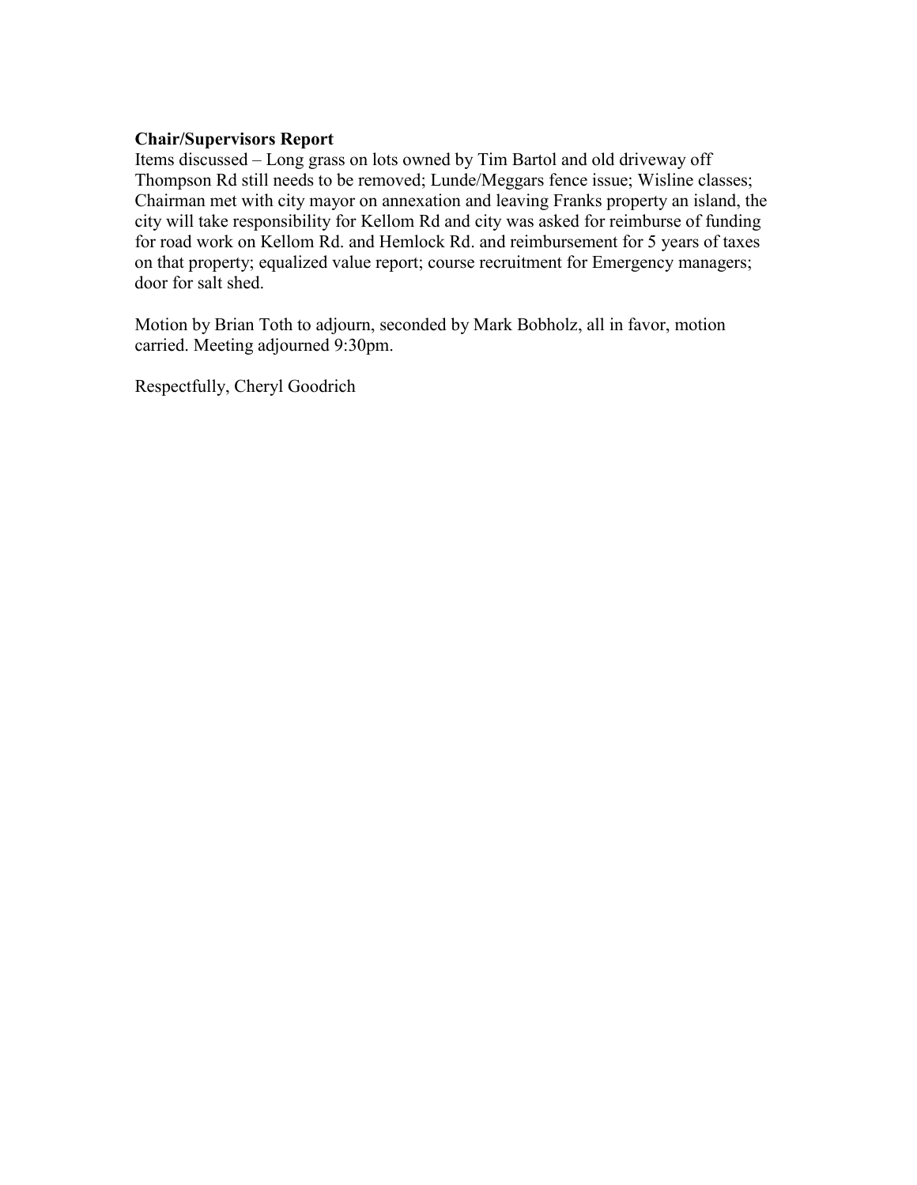**Chair/Supervisors Report**

Items discussed – Long grass on lots owned by Tim Bartol and old driveway off Thompson Rd still needs to be removed; Lunde/Meggars fence issue; Wisline classes; Chairman met with city mayor on annexation and leaving Franks property an island, the city will take responsibility for Kellom Rd and city was asked for reimburse of funding for road work on Kellom Rd. and Hemlock Rd. and reimbursement for 5 years of taxes on that property; equalized value report; course recruitment for Emergency managers; door for salt shed.

Motion by Brian Toth to adjourn, seconded by Mark Bobholz, all in favor, motion carried. Meeting adjourned 9:30pm.

Respectfully, Cheryl Goodrich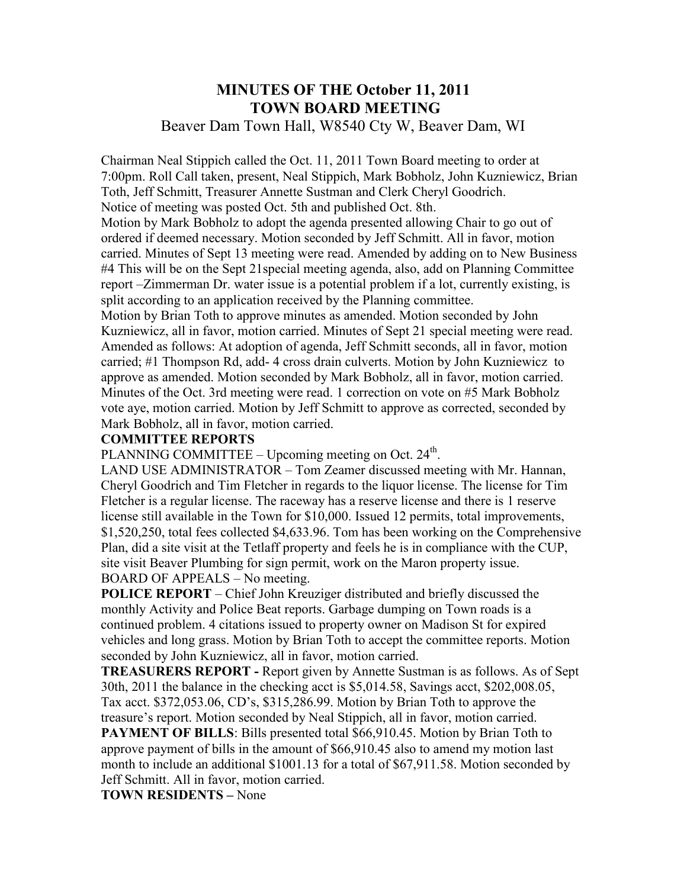# MINUTES OF THE October 11, 2011 TOWN BOARD MEETING

Beaver Dam Town Hall, W8540 Cty W, Beaver Dam, WI

Chairman Neal Stippich called the Oct. 11, 2011 Town Board meeting to order at 7:00pm. Roll Call taken, present, Neal Stippich, Mark Bobholz, John Kuzniewicz, Brian Toth, Jeff Schmitt, Treasurer Annette Sustman and Clerk Cheryl Goodrich.
Notice of meeting was posted Oct. 5th and published Oct. 8th.
Motion by Mark Bobholz to adopt the agenda presented allowing Chair to go out of ordered if deemed necessary. Motion seconded by Jeff Schmitt. All in favor, motion carried. Minutes of Sept 13 meeting were read. Amended by adding on to New Business #4 This will be on the Sept 21special meeting agenda, also, add on Planning Committee report –Zimmerman Dr. water issue is a potential problem if a lot, currently existing, is split according to an application received by the Planning committee.
Motion by Brian Toth to approve minutes as amended. Motion seconded by John Kuzniewicz, all in favor, motion carried. Minutes of Sept 21 special meeting were read. Amended as follows: At adoption of agenda, Jeff Schmitt seconds, all in favor, motion carried; #1 Thompson Rd, add- 4 cross drain culverts. Motion by John Kuzniewicz to approve as amended. Motion seconded by Mark Bobholz, all in favor, motion carried. Minutes of the Oct. 3rd meeting were read. 1 correction on vote on #5 Mark Bobholz vote aye, motion carried. Motion by Jeff Schmitt to approve as corrected, seconded by Mark Bobholz, all in favor, motion carried.

**COMMITTEE REPORTS**

PLANNING COMMITTEE – Upcoming meeting on Oct. 24th.

LAND USE ADMINISTRATOR – Tom Zeamer discussed meeting with Mr. Hannan, Cheryl Goodrich and Tim Fletcher in regards to the liquor license. The license for Tim Fletcher is a regular license. The raceway has a reserve license and there is 1 reserve license still available in the Town for $10,000. Issued 12 permits, total improvements, $1,520,250, total fees collected $4,633.96. Tom has been working on the Comprehensive Plan, did a site visit at the Tetlaff property and feels he is in compliance with the CUP, site visit Beaver Plumbing for sign permit, work on the Maron property issue.

BOARD OF APPEALS – No meeting.

**POLICE REPORT** – Chief John Kreuziger distributed and briefly discussed the monthly Activity and Police Beat reports. Garbage dumping on Town roads is a continued problem. 4 citations issued to property owner on Madison St for expired vehicles and long grass. Motion by Brian Toth to accept the committee reports. Motion seconded by John Kuzniewicz, all in favor, motion carried.

**TREASURERS REPORT -** Report given by Annette Sustman is as follows. As of Sept 30th, 2011 the balance in the checking acct is $5,014.58, Savings acct, $202,008.05, Tax acct. $372,053.06, CD's, $315,286.99. Motion by Brian Toth to approve the treasure's report. Motion seconded by Neal Stippich, all in favor, motion carried.

**PAYMENT OF BILLS**: Bills presented total $66,910.45. Motion by Brian Toth to approve payment of bills in the amount of $66,910.45 also to amend my motion last month to include an additional $1001.13 for a total of $67,911.58. Motion seconded by Jeff Schmitt. All in favor, motion carried.

**TOWN RESIDENTS –** None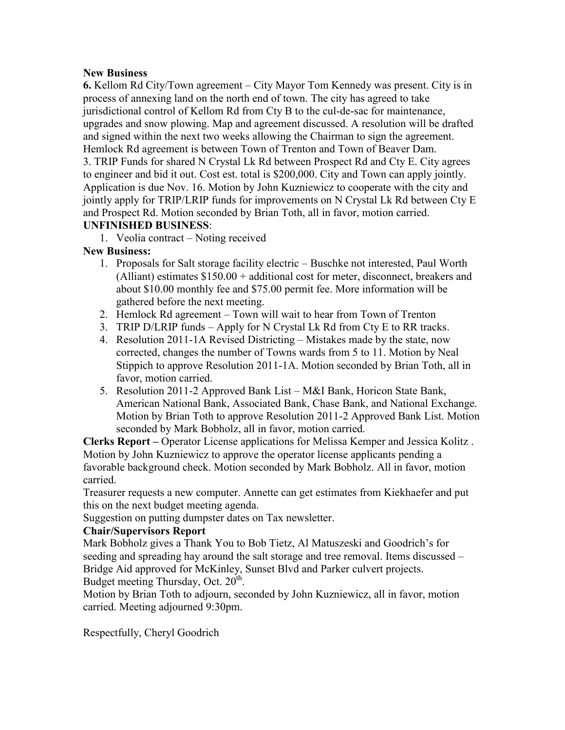**New Business**

**6.** Kellom Rd City/Town agreement – City Mayor Tom Kennedy was present. City is in process of annexing land on the north end of town. The city has agreed to take jurisdictional control of Kellom Rd from Cty B to the cul-de-sac for maintenance, upgrades and snow plowing. Map and agreement discussed. A resolution will be drafted and signed within the next two weeks allowing the Chairman to sign the agreement. Hemlock Rd agreement is between Town of Trenton and Town of Beaver Dam.

3. TRIP Funds for shared N Crystal Lk Rd between Prospect Rd and Cty E. City agrees to engineer and bid it out. Cost est. total is $200,000. City and Town can apply jointly. Application is due Nov. 16. Motion by John Kuzniewicz to cooperate with the city and jointly apply for TRIP/LRIP funds for improvements on N Crystal Lk Rd between Cty E and Prospect Rd. Motion seconded by Brian Toth, all in favor, motion carried.

**UNFINISHED BUSINESS**:

1. Veolia contract – Noting received

**New Business:**

1. Proposals for Salt storage facility electric – Buschke not interested, Paul Worth (Alliant) estimates $150.00 + additional cost for meter, disconnect, breakers and about $10.00 monthly fee and $75.00 permit fee. More information will be gathered before the next meeting.
2. Hemlock Rd agreement – Town will wait to hear from Town of Trenton
3. TRIP D/LRIP funds – Apply for N Crystal Lk Rd from Cty E to RR tracks.
4. Resolution 2011-1A Revised Districting – Mistakes made by the state, now corrected, changes the number of Towns wards from 5 to 11. Motion by Neal Stippich to approve Resolution 2011-1A. Motion seconded by Brian Toth, all in favor, motion carried.
5. Resolution 2011-2 Approved Bank List – M&I Bank, Horicon State Bank, American National Bank, Associated Bank, Chase Bank, and National Exchange. Motion by Brian Toth to approve Resolution 2011-2 Approved Bank List. Motion seconded by Mark Bobholz, all in favor, motion carried.

**Clerks Report –** Operator License applications for Melissa Kemper and Jessica Kolitz . Motion by John Kuzniewicz to approve the operator license applicants pending a favorable background check. Motion seconded by Mark Bobholz. All in favor, motion carried.

Treasurer requests a new computer. Annette can get estimates from Kiekhaefer and put this on the next budget meeting agenda.

Suggestion on putting dumpster dates on Tax newsletter.

**Chair/Supervisors Report**

Mark Bobholz gives a Thank You to Bob Tietz, Al Matuszeski and Goodrich's for seeding and spreading hay around the salt storage and tree removal. Items discussed – Bridge Aid approved for McKinley, Sunset Blvd and Parker culvert projects.

Budget meeting Thursday, Oct. 20th.

Motion by Brian Toth to adjourn, seconded by John Kuzniewicz, all in favor, motion carried. Meeting adjourned 9:30pm.

Respectfully, Cheryl Goodrich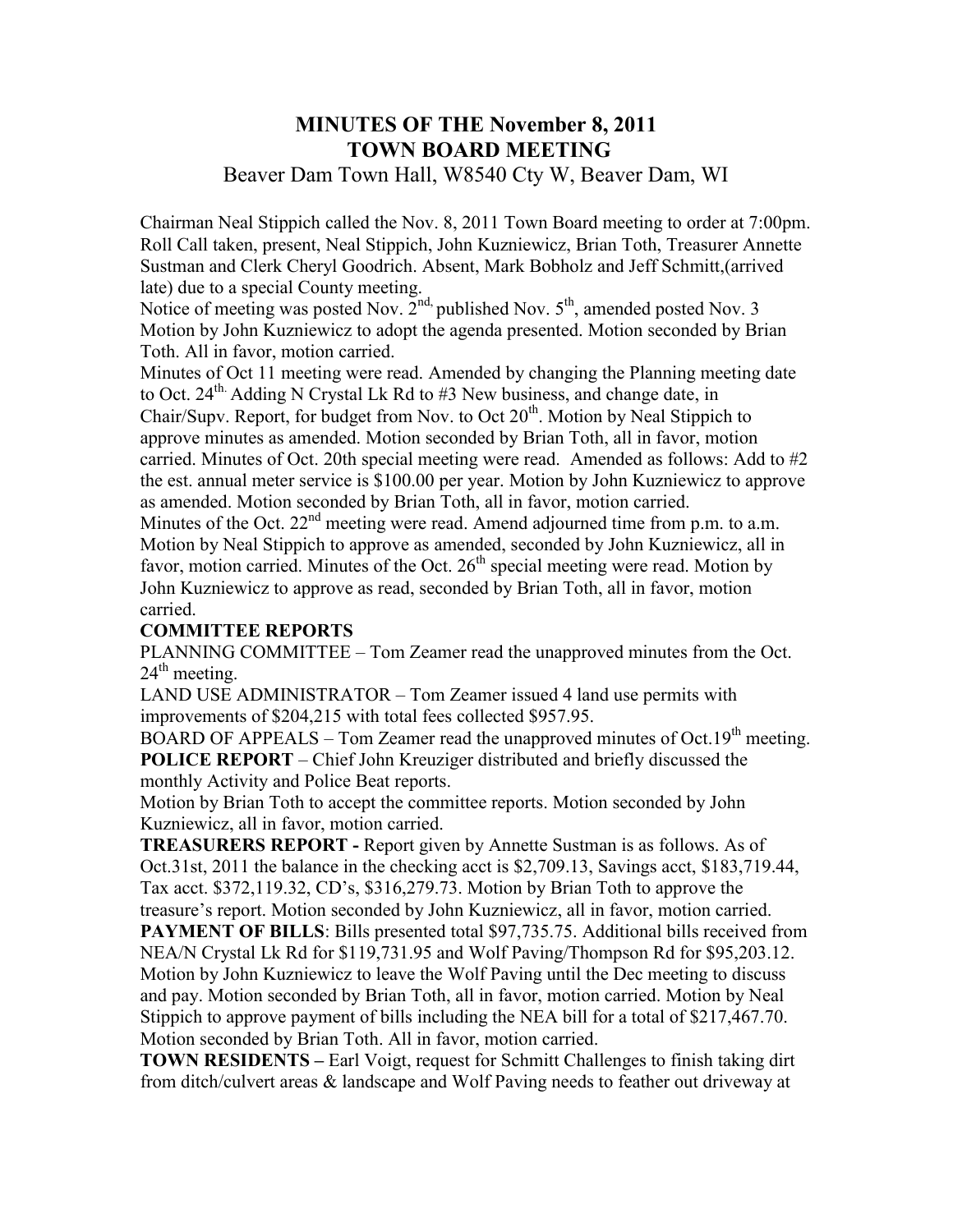# MINUTES OF THE November 8, 2011
# TOWN BOARD MEETING

Beaver Dam Town Hall, W8540 Cty W, Beaver Dam, WI

Chairman Neal Stippich called the Nov. 8, 2011 Town Board meeting to order at 7:00pm. Roll Call taken, present, Neal Stippich, John Kuzniewicz, Brian Toth, Treasurer Annette Sustman and Clerk Cheryl Goodrich. Absent, Mark Bobholz and Jeff Schmitt,(arrived late) due to a special County meeting.

Notice of meeting was posted Nov. 2nd, published Nov. 5th, amended posted Nov. 3

Motion by John Kuzniewicz to adopt the agenda presented. Motion seconded by Brian Toth. All in favor, motion carried.

Minutes of Oct 11 meeting were read. Amended by changing the Planning meeting date to Oct. 24th. Adding N Crystal Lk Rd to #3 New business, and change date, in Chair/Supv. Report, for budget from Nov. to Oct 20th. Motion by Neal Stippich to approve minutes as amended. Motion seconded by Brian Toth, all in favor, motion carried. Minutes of Oct. 20th special meeting were read. Amended as follows: Add to #2 the est. annual meter service is $100.00 per year. Motion by John Kuzniewicz to approve as amended. Motion seconded by Brian Toth, all in favor, motion carried.

Minutes of the Oct. 22nd meeting were read. Amend adjourned time from p.m. to a.m. Motion by Neal Stippich to approve as amended, seconded by John Kuzniewicz, all in favor, motion carried. Minutes of the Oct. 26th special meeting were read. Motion by John Kuzniewicz to approve as read, seconded by Brian Toth, all in favor, motion carried.

**COMMITTEE REPORTS**

PLANNING COMMITTEE – Tom Zeamer read the unapproved minutes from the Oct. 24th meeting.

LAND USE ADMINISTRATOR – Tom Zeamer issued 4 land use permits with improvements of $204,215 with total fees collected $957.95.

BOARD OF APPEALS – Tom Zeamer read the unapproved minutes of Oct.19th meeting.

**POLICE REPORT** – Chief John Kreuziger distributed and briefly discussed the monthly Activity and Police Beat reports.

Motion by Brian Toth to accept the committee reports. Motion seconded by John Kuzniewicz, all in favor, motion carried.

**TREASURERS REPORT -** Report given by Annette Sustman is as follows. As of Oct.31st, 2011 the balance in the checking acct is $2,709.13, Savings acct, $183,719.44, Tax acct. $372,119.32, CD's, $316,279.73. Motion by Brian Toth to approve the treasure's report. Motion seconded by John Kuzniewicz, all in favor, motion carried.

**PAYMENT OF BILLS**: Bills presented total $97,735.75. Additional bills received from NEA/N Crystal Lk Rd for $119,731.95 and Wolf Paving/Thompson Rd for $95,203.12. Motion by John Kuzniewicz to leave the Wolf Paving until the Dec meeting to discuss and pay. Motion seconded by Brian Toth, all in favor, motion carried. Motion by Neal Stippich to approve payment of bills including the NEA bill for a total of $217,467.70. Motion seconded by Brian Toth. All in favor, motion carried.

**TOWN RESIDENTS –** Earl Voigt, request for Schmitt Challenges to finish taking dirt from ditch/culvert areas & landscape and Wolf Paving needs to feather out driveway at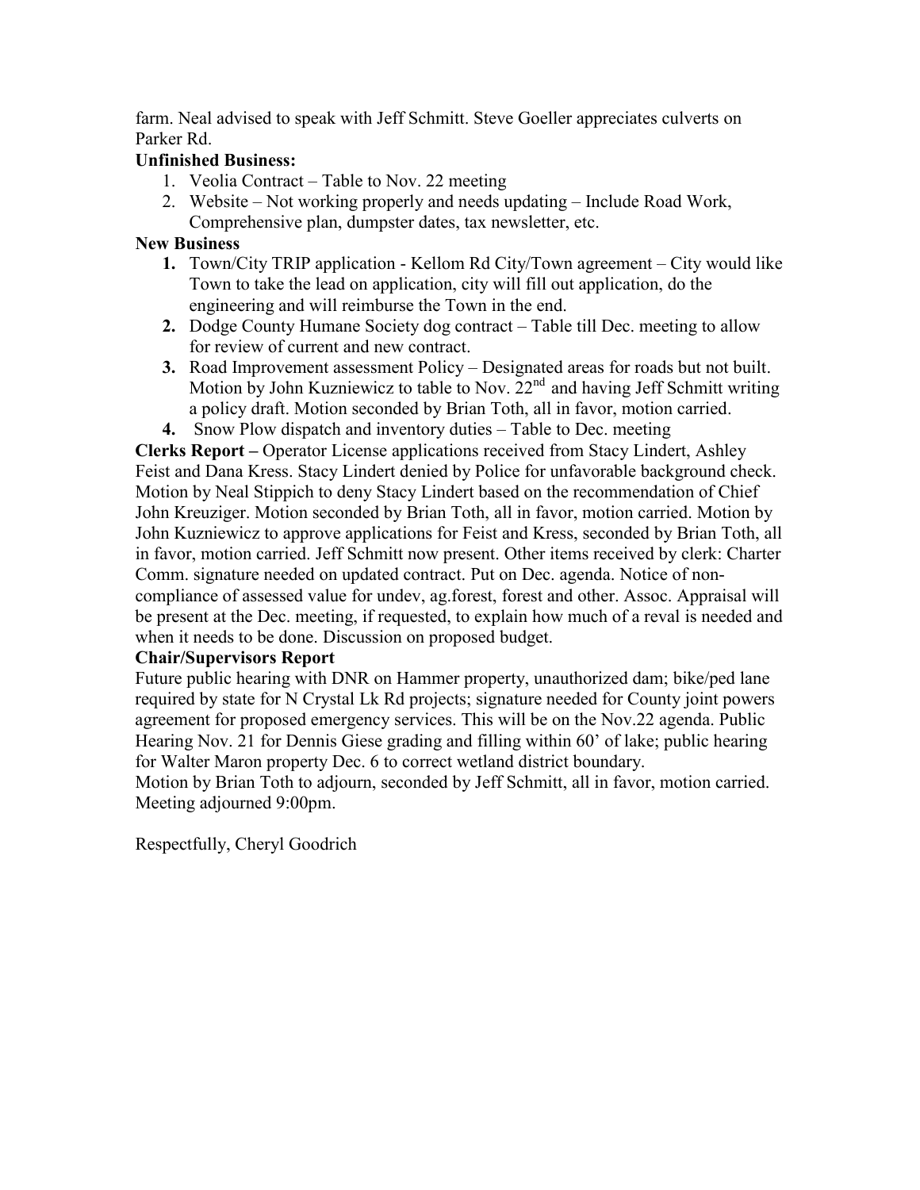farm. Neal advised to speak with Jeff Schmitt. Steve Goeller appreciates culverts on Parker Rd.

**Unfinished Business:**

1. Veolia Contract – Table to Nov. 22 meeting
2. Website – Not working properly and needs updating – Include Road Work, Comprehensive plan, dumpster dates, tax newsletter, etc.

**New Business**

1. Town/City TRIP application - Kellom Rd City/Town agreement – City would like Town to take the lead on application, city will fill out application, do the engineering and will reimburse the Town in the end.
2. Dodge County Humane Society dog contract – Table till Dec. meeting to allow for review of current and new contract.
3. Road Improvement assessment Policy – Designated areas for roads but not built. Motion by John Kuzniewicz to table to Nov. 22nd and having Jeff Schmitt writing a policy draft. Motion seconded by Brian Toth, all in favor, motion carried.
4. Snow Plow dispatch and inventory duties – Table to Dec. meeting

**Clerks Report –** Operator License applications received from Stacy Lindert, Ashley Feist and Dana Kress. Stacy Lindert denied by Police for unfavorable background check. Motion by Neal Stippich to deny Stacy Lindert based on the recommendation of Chief John Kreuziger. Motion seconded by Brian Toth, all in favor, motion carried. Motion by John Kuzniewicz to approve applications for Feist and Kress, seconded by Brian Toth, all in favor, motion carried. Jeff Schmitt now present. Other items received by clerk: Charter Comm. signature needed on updated contract. Put on Dec. agenda. Notice of non-compliance of assessed value for undev, ag.forest, forest and other. Assoc. Appraisal will be present at the Dec. meeting, if requested, to explain how much of a reval is needed and when it needs to be done. Discussion on proposed budget.

**Chair/Supervisors Report**

Future public hearing with DNR on Hammer property, unauthorized dam; bike/ped lane required by state for N Crystal Lk Rd projects; signature needed for County joint powers agreement for proposed emergency services. This will be on the Nov.22 agenda. Public Hearing Nov. 21 for Dennis Giese grading and filling within 60' of lake; public hearing for Walter Maron property Dec. 6 to correct wetland district boundary.

Motion by Brian Toth to adjourn, seconded by Jeff Schmitt, all in favor, motion carried. Meeting adjourned 9:00pm.

Respectfully, Cheryl Goodrich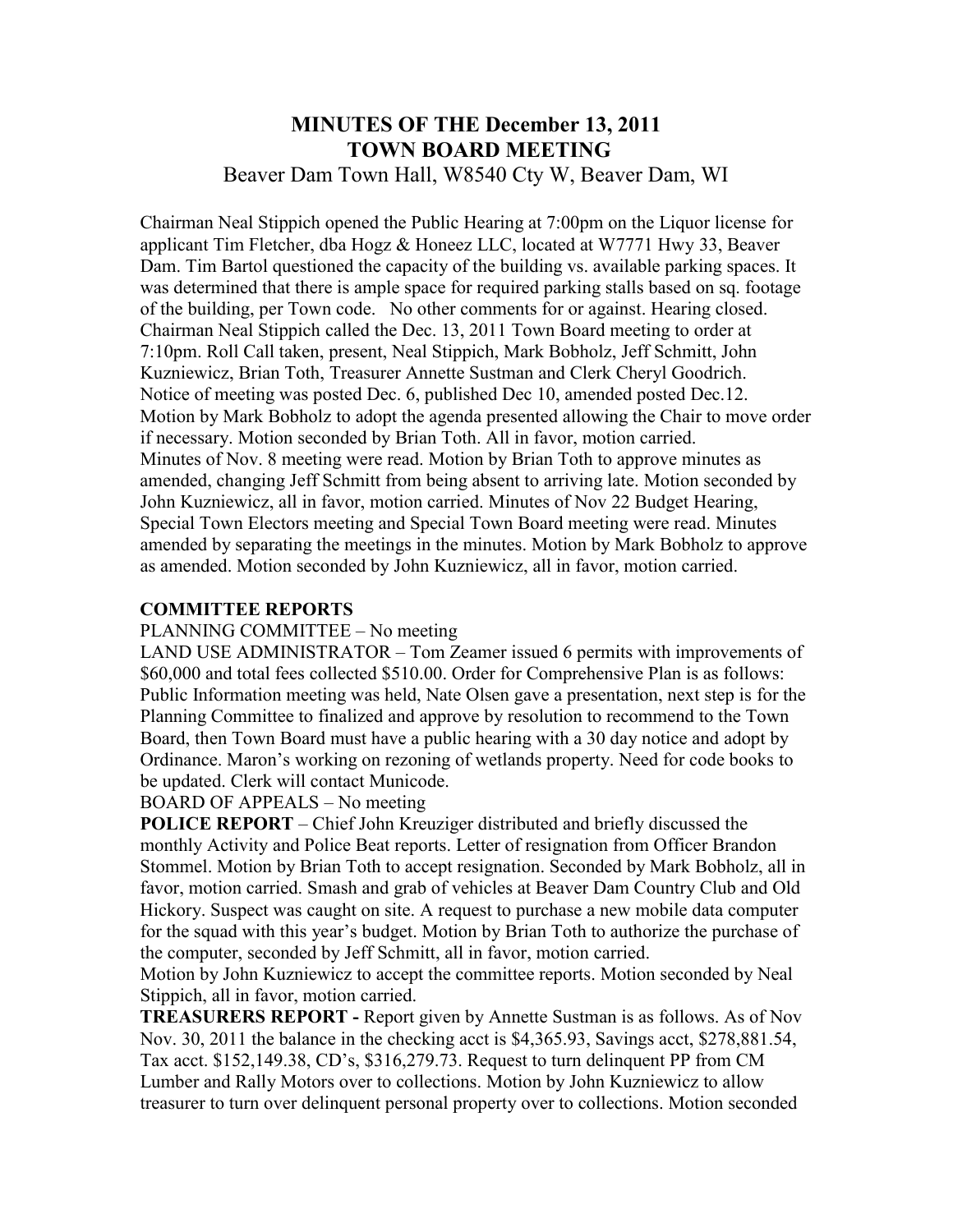# MINUTES OF THE December 13, 2011 TOWN BOARD MEETING

Beaver Dam Town Hall, W8540 Cty W, Beaver Dam, WI

Chairman Neal Stippich opened the Public Hearing at 7:00pm on the Liquor license for applicant Tim Fletcher, dba Hogz & Honeez LLC, located at W7771 Hwy 33, Beaver Dam. Tim Bartol questioned the capacity of the building vs. available parking spaces. It was determined that there is ample space for required parking stalls based on sq. footage of the building, per Town code. No other comments for or against. Hearing closed. Chairman Neal Stippich called the Dec. 13, 2011 Town Board meeting to order at 7:10pm. Roll Call taken, present, Neal Stippich, Mark Bobholz, Jeff Schmitt, John Kuzniewicz, Brian Toth, Treasurer Annette Sustman and Clerk Cheryl Goodrich. Notice of meeting was posted Dec. 6, published Dec 10, amended posted Dec.12. Motion by Mark Bobholz to adopt the agenda presented allowing the Chair to move order if necessary. Motion seconded by Brian Toth. All in favor, motion carried. Minutes of Nov. 8 meeting were read. Motion by Brian Toth to approve minutes as amended, changing Jeff Schmitt from being absent to arriving late. Motion seconded by John Kuzniewicz, all in favor, motion carried. Minutes of Nov 22 Budget Hearing, Special Town Electors meeting and Special Town Board meeting were read. Minutes amended by separating the meetings in the minutes. Motion by Mark Bobholz to approve as amended. Motion seconded by John Kuzniewicz, all in favor, motion carried.

**COMMITTEE REPORTS**

PLANNING COMMITTEE – No meeting

LAND USE ADMINISTRATOR – Tom Zeamer issued 6 permits with improvements of $60,000 and total fees collected $510.00. Order for Comprehensive Plan is as follows: Public Information meeting was held, Nate Olsen gave a presentation, next step is for the Planning Committee to finalized and approve by resolution to recommend to the Town Board, then Town Board must have a public hearing with a 30 day notice and adopt by Ordinance. Maron's working on rezoning of wetlands property. Need for code books to be updated. Clerk will contact Municode.

BOARD OF APPEALS – No meeting

**POLICE REPORT** – Chief John Kreuziger distributed and briefly discussed the monthly Activity and Police Beat reports. Letter of resignation from Officer Brandon Stommel. Motion by Brian Toth to accept resignation. Seconded by Mark Bobholz, all in favor, motion carried. Smash and grab of vehicles at Beaver Dam Country Club and Old Hickory. Suspect was caught on site. A request to purchase a new mobile data computer for the squad with this year's budget. Motion by Brian Toth to authorize the purchase of the computer, seconded by Jeff Schmitt, all in favor, motion carried.

Motion by John Kuzniewicz to accept the committee reports. Motion seconded by Neal Stippich, all in favor, motion carried.

**TREASURERS REPORT -** Report given by Annette Sustman is as follows. As of Nov Nov. 30, 2011 the balance in the checking acct is $4,365.93, Savings acct, $278,881.54, Tax acct. $152,149.38, CD's, $316,279.73. Request to turn delinquent PP from CM Lumber and Rally Motors over to collections. Motion by John Kuzniewicz to allow treasurer to turn over delinquent personal property over to collections. Motion seconded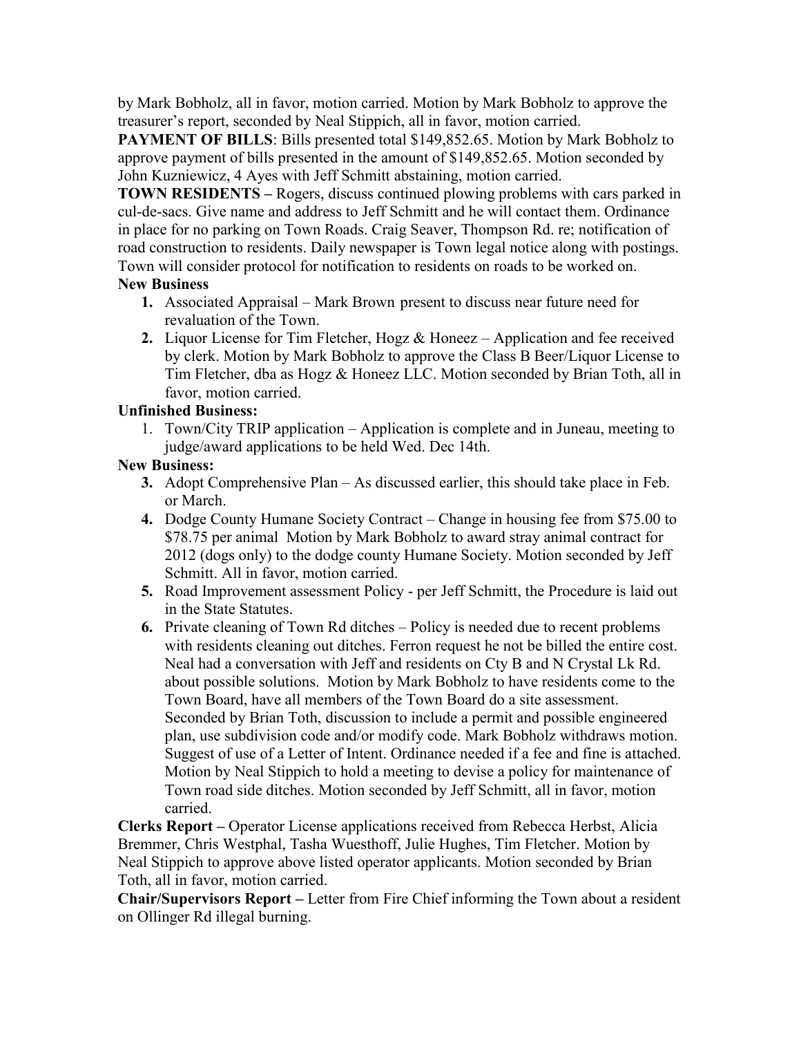by Mark Bobholz, all in favor, motion carried. Motion by Mark Bobholz to approve the treasurer's report, seconded by Neal Stippich, all in favor, motion carried.

**PAYMENT OF BILLS**: Bills presented total $149,852.65. Motion by Mark Bobholz to approve payment of bills presented in the amount of $149,852.65. Motion seconded by John Kuzniewicz, 4 Ayes with Jeff Schmitt abstaining, motion carried.

**TOWN RESIDENTS –** Rogers, discuss continued plowing problems with cars parked in cul-de-sacs. Give name and address to Jeff Schmitt and he will contact them. Ordinance in place for no parking on Town Roads. Craig Seaver, Thompson Rd. re; notification of road construction to residents. Daily newspaper is Town legal notice along with postings. Town will consider protocol for notification to residents on roads to be worked on.

**New Business**

1. Associated Appraisal – Mark Brown present to discuss near future need for revaluation of the Town.
2. Liquor License for Tim Fletcher, Hogz & Honeez – Application and fee received by clerk. Motion by Mark Bobholz to approve the Class B Beer/Liquor License to Tim Fletcher, dba as Hogz & Honeez LLC. Motion seconded by Brian Toth, all in favor, motion carried.

**Unfinished Business:**

1. Town/City TRIP application – Application is complete and in Juneau, meeting to judge/award applications to be held Wed. Dec 14th.

**New Business:**

3. Adopt Comprehensive Plan – As discussed earlier, this should take place in Feb. or March.
4. Dodge County Humane Society Contract – Change in housing fee from $75.00 to $78.75 per animal Motion by Mark Bobholz to award stray animal contract for 2012 (dogs only) to the dodge county Humane Society. Motion seconded by Jeff Schmitt. All in favor, motion carried.
5. Road Improvement assessment Policy - per Jeff Schmitt, the Procedure is laid out in the State Statutes.
6. Private cleaning of Town Rd ditches – Policy is needed due to recent problems with residents cleaning out ditches. Ferron request he not be billed the entire cost. Neal had a conversation with Jeff and residents on Cty B and N Crystal Lk Rd. about possible solutions. Motion by Mark Bobholz to have residents come to the Town Board, have all members of the Town Board do a site assessment. Seconded by Brian Toth, discussion to include a permit and possible engineered plan, use subdivision code and/or modify code. Mark Bobholz withdraws motion. Suggest of use of a Letter of Intent. Ordinance needed if a fee and fine is attached. Motion by Neal Stippich to hold a meeting to devise a policy for maintenance of Town road side ditches. Motion seconded by Jeff Schmitt, all in favor, motion carried.

**Clerks Report –** Operator License applications received from Rebecca Herbst, Alicia Bremmer, Chris Westphal, Tasha Wuesthoff, Julie Hughes, Tim Fletcher. Motion by Neal Stippich to approve above listed operator applicants. Motion seconded by Brian Toth, all in favor, motion carried.

**Chair/Supervisors Report –** Letter from Fire Chief informing the Town about a resident on Ollinger Rd illegal burning.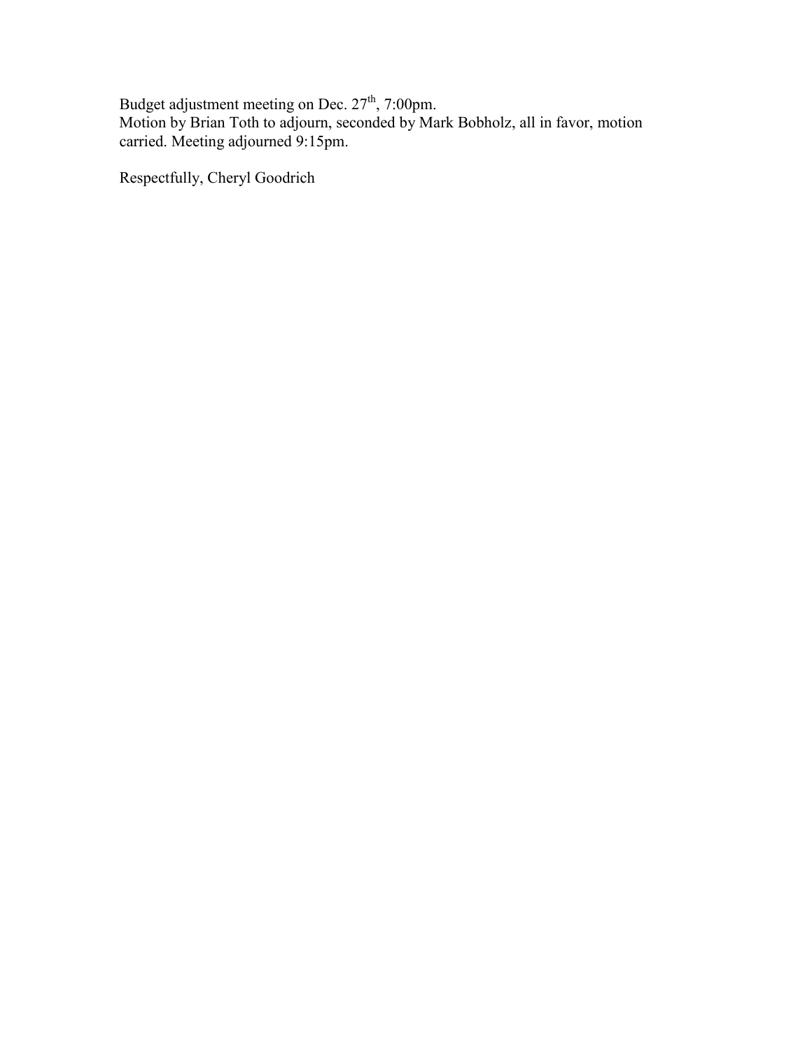Budget adjustment meeting on Dec. 27th, 7:00pm.
Motion by Brian Toth to adjourn, seconded by Mark Bobholz, all in favor, motion carried. Meeting adjourned 9:15pm.

Respectfully, Cheryl Goodrich